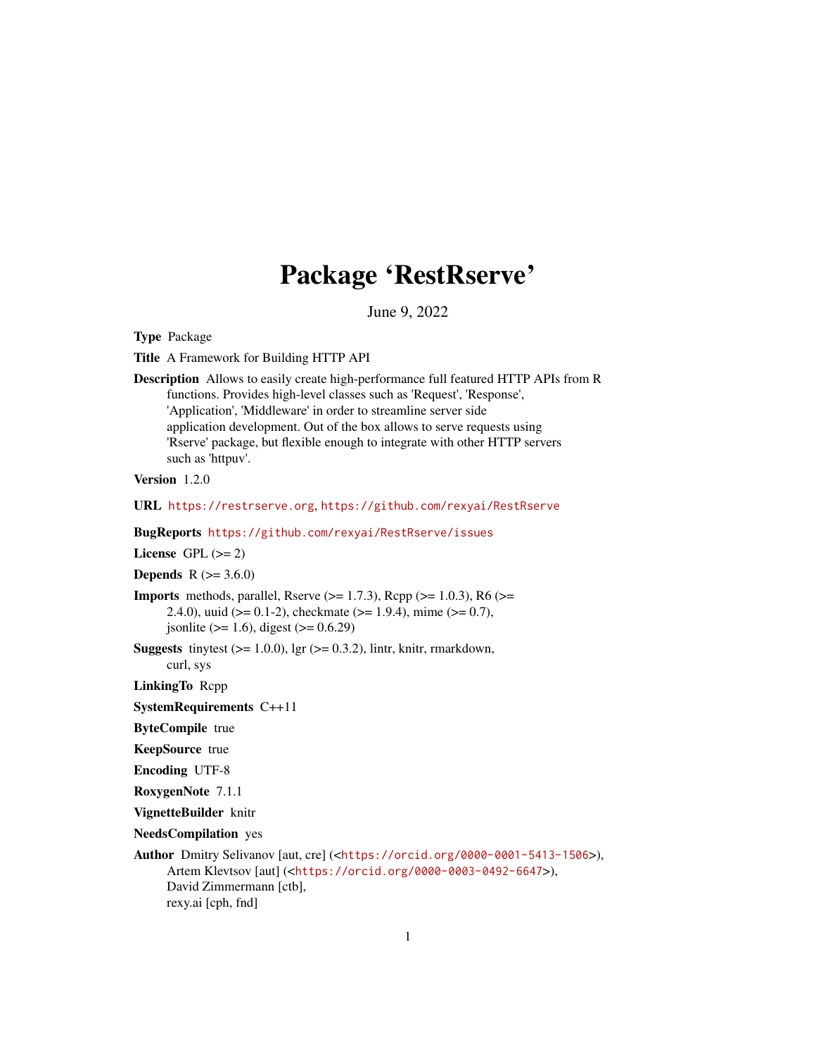# Package 'RestRserve'

June 9, 2022

**Type** Package

**Title** A Framework for Building HTTP API

**Description** Allows to easily create high-performance full featured HTTP APIs from R functions. Provides high-level classes such as 'Request', 'Response', 'Application', 'Middleware' in order to streamline server side application development. Out of the box allows to serve requests using 'Rserve' package, but flexible enough to integrate with other HTTP servers such as 'httpuv'.

**Version** 1.2.0

**URL** https://restrserve.org, https://github.com/rexyai/RestRserve

**BugReports** https://github.com/rexyai/RestRserve/issues

**License** GPL (>= 2)

**Depends** R (>= 3.6.0)

**Imports** methods, parallel, Rserve (>= 1.7.3), Rcpp (>= 1.0.3), R6 (>= 2.4.0), uuid (>= 0.1-2), checkmate (>= 1.9.4), mime (>= 0.7), jsonlite (>= 1.6), digest (>= 0.6.29)

**Suggests** tinytest (>= 1.0.0), lgr (>= 0.3.2), lintr, knitr, rmarkdown, curl, sys

**LinkingTo** Rcpp

**SystemRequirements** C++11

**ByteCompile** true

**KeepSource** true

**Encoding** UTF-8

**RoxygenNote** 7.1.1

**VignetteBuilder** knitr

**NeedsCompilation** yes

**Author** Dmitry Selivanov [aut, cre] (<https://orcid.org/0000-0001-5413-1506>), Artem Klevtsov [aut] (<https://orcid.org/0000-0003-0492-6647>), David Zimmermann [ctb], rexy.ai [cph, fnd]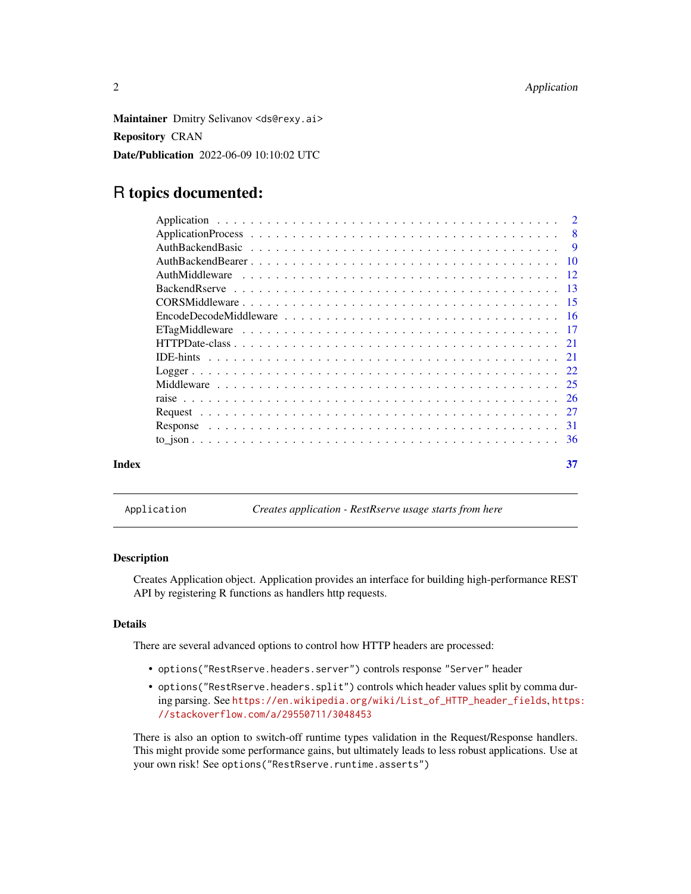**Maintainer** Dmitry Selivanov <ds@rexy.ai>

**Repository** CRAN

**Date/Publication** 2022-06-09 10:10:02 UTC

# R topics documented:

| | |
|---|---|
| Application | 2 |
| ApplicationProcess | 8 |
| AuthBackendBasic | 9 |
| AuthBackendBearer | 10 |
| AuthMiddleware | 12 |
| BackendRserve | 13 |
| CORSMiddleware | 15 |
| EncodeDecodeMiddleware | 16 |
| ETagMiddleware | 17 |
| HTTPDate-class | 21 |
| IDE-hints | 21 |
| Logger | 22 |
| Middleware | 25 |
| raise | 26 |
| Request | 27 |
| Response | 31 |
| to_json | 36 |
| **Index** | **37** |

---

`Application` *Creates application - RestRserve usage starts from here*

---

## Description

Creates Application object. Application provides an interface for building high-performance REST API by registering R functions as handlers http requests.

## Details

There are several advanced options to control how HTTP headers are processed:

- `options("RestRserve.headers.server")` controls response `"Server"` header
- `options("RestRserve.headers.split")` controls which header values split by comma during parsing. See https://en.wikipedia.org/wiki/List_of_HTTP_header_fields, https://stackoverflow.com/a/29550711/3048453

There is also an option to switch-off runtime types validation in the Request/Response handlers. This might provide some performance gains, but ultimately leads to less robust applications. Use at your own risk! See `options("RestRserve.runtime.asserts")`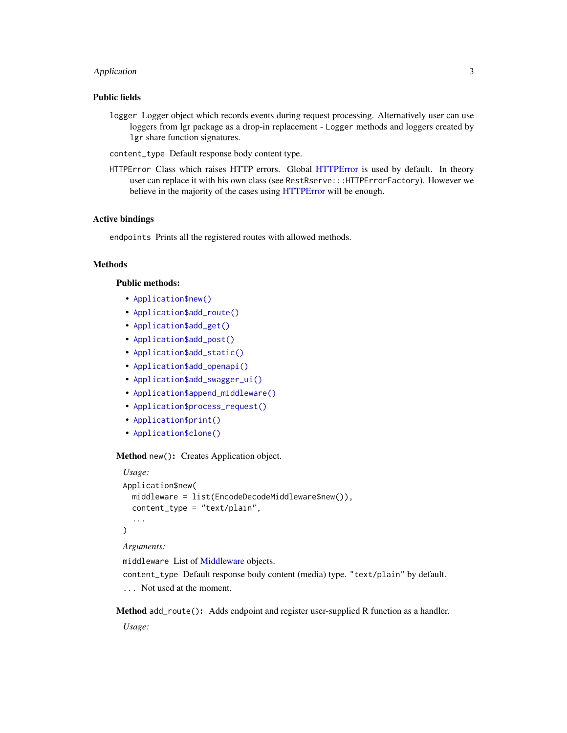### Public fields

`logger` Logger object which records events during request processing. Alternatively user can use loggers from lgr package as a drop-in replacement - `Logger` methods and loggers created by `lgr` share function signatures.

`content_type` Default response body content type.

`HTTPError` Class which raises HTTP errors. Global HTTPError is used by default. In theory user can replace it with his own class (see `RestRserve:::HTTPErrorFactory`). However we believe in the majority of the cases using HTTPError will be enough.

### Active bindings

`endpoints` Prints all the registered routes with allowed methods.

### Methods

#### Public methods:

- `Application$new()`
- `Application$add_route()`
- `Application$add_get()`
- `Application$add_post()`
- `Application$add_static()`
- `Application$add_openapi()`
- `Application$add_swagger_ui()`
- `Application$append_middleware()`
- `Application$process_request()`
- `Application$print()`
- `Application$clone()`

**Method** `new()`**:** Creates Application object.

*Usage:*

```
Application$new(
  middleware = list(EncodeDecodeMiddleware$new()),
  content_type = "text/plain",
  ...
)
```

*Arguments:*

`middleware` List of Middleware objects.

`content_type` Default response body content (media) type. `"text/plain"` by default.

`...` Not used at the moment.

**Method** `add_route()`**:** Adds endpoint and register user-supplied R function as a handler.

*Usage:*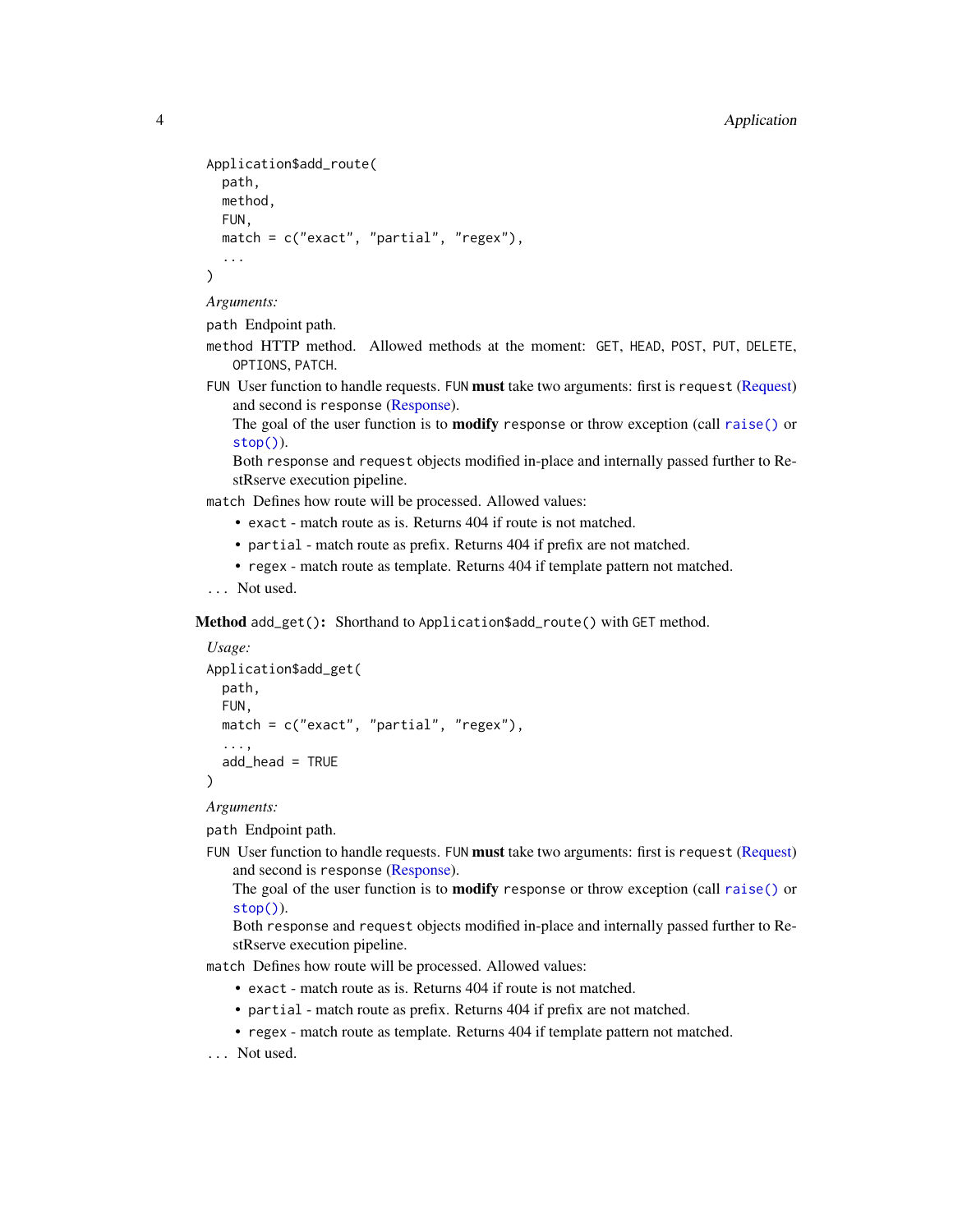```
Application$add_route(
  path,
  method,
  FUN,
  match = c("exact", "partial", "regex"),
  ...
)
```

*Arguments:*

`path` Endpoint path.

`method` HTTP method. Allowed methods at the moment: `GET`, `HEAD`, `POST`, `PUT`, `DELETE`, `OPTIONS`, `PATCH`.

`FUN` User function to handle requests. `FUN` **must** take two arguments: first is `request` (Request) and second is `response` (Response).

The goal of the user function is to **modify** `response` or throw exception (call `raise()` or `stop()`).

Both `response` and `request` objects modified in-place and internally passed further to RestRserve execution pipeline.

`match` Defines how route will be processed. Allowed values:

- `exact` - match route as is. Returns 404 if route is not matched.
- `partial` - match route as prefix. Returns 404 if prefix are not matched.
- `regex` - match route as template. Returns 404 if template pattern not matched.

`...` Not used.

**Method** `add_get()`**:** Shorthand to `Application$add_route()` with `GET` method.

*Usage:*

```
Application$add_get(
  path,
  FUN,
  match = c("exact", "partial", "regex"),
  ...,
  add_head = TRUE
)
```

*Arguments:*

`path` Endpoint path.

`FUN` User function to handle requests. `FUN` **must** take two arguments: first is `request` (Request) and second is `response` (Response).

The goal of the user function is to **modify** `response` or throw exception (call `raise()` or `stop()`).

Both `response` and `request` objects modified in-place and internally passed further to RestRserve execution pipeline.

`match` Defines how route will be processed. Allowed values:

- `exact` - match route as is. Returns 404 if route is not matched.
- `partial` - match route as prefix. Returns 404 if prefix are not matched.
- `regex` - match route as template. Returns 404 if template pattern not matched.

`...` Not used.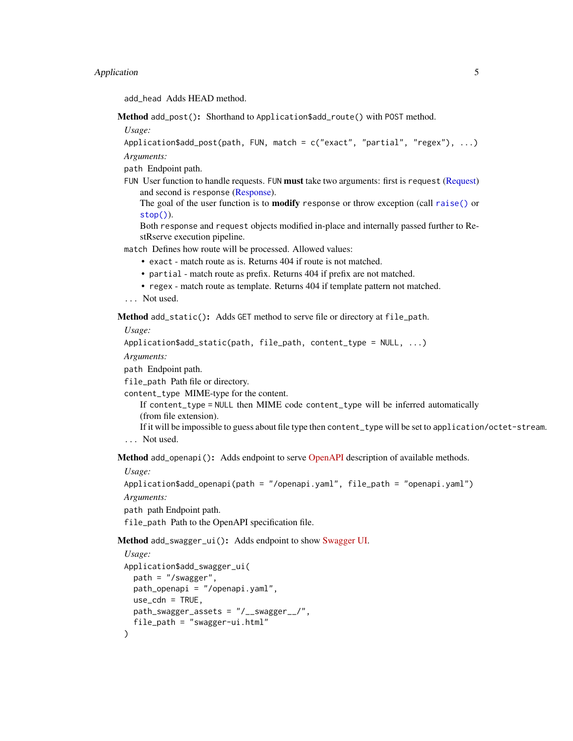`add_head` Adds HEAD method.

**Method** `add_post()`: Shorthand to `Application$add_route()` with `POST` method.

*Usage:*

```
Application$add_post(path, FUN, match = c("exact", "partial", "regex"), ...)
```

*Arguments:*

`path` Endpoint path.

`FUN` User function to handle requests. `FUN` **must** take two arguments: first is `request` (Request) and second is `response` (Response).
The goal of the user function is to **modify** `response` or throw exception (call `raise()` or `stop()`).
Both `response` and `request` objects modified in-place and internally passed further to RestRserve execution pipeline.

`match` Defines how route will be processed. Allowed values:

- `exact` - match route as is. Returns 404 if route is not matched.
- `partial` - match route as prefix. Returns 404 if prefix are not matched.
- `regex` - match route as template. Returns 404 if template pattern not matched.

`...` Not used.

**Method** `add_static()`: Adds GET method to serve file or directory at `file_path`.

*Usage:*

```
Application$add_static(path, file_path, content_type = NULL, ...)
```

*Arguments:*

`path` Endpoint path.

`file_path` Path file or directory.

`content_type` MIME-type for the content.
If `content_type = NULL` then MIME code `content_type` will be inferred automatically (from file extension).
If it will be impossible to guess about file type then `content_type` will be set to `application/octet-stream`.

`...` Not used.

**Method** `add_openapi()`: Adds endpoint to serve OpenAPI description of available methods.

*Usage:*

```
Application$add_openapi(path = "/openapi.yaml", file_path = "openapi.yaml")
```

*Arguments:*

`path` path Endpoint path.

`file_path` Path to the OpenAPI specification file.

**Method** `add_swagger_ui()`: Adds endpoint to show Swagger UI.

*Usage:*

```
Application$add_swagger_ui(
  path = "/swagger",
  path_openapi = "/openapi.yaml",
  use_cdn = TRUE,
  path_swagger_assets = "/__swagger__/",
  file_path = "swagger-ui.html"
)
```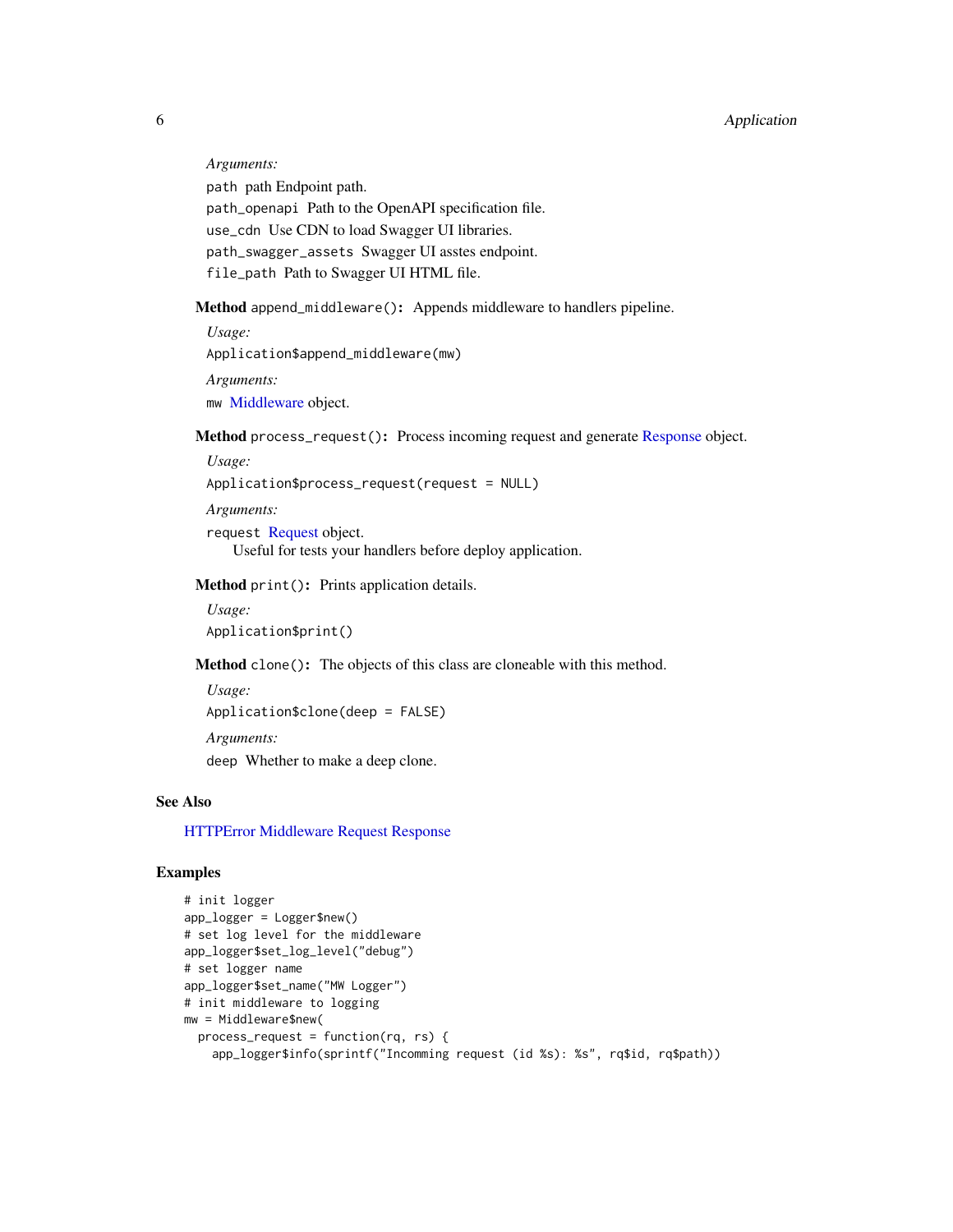*Arguments:*

`path` path Endpoint path.

`path_openapi` Path to the OpenAPI specification file.

`use_cdn` Use CDN to load Swagger UI libraries.

`path_swagger_assets` Swagger UI asstes endpoint.

`file_path` Path to Swagger UI HTML file.

**Method** `append_middleware()`**:** Appends middleware to handlers pipeline.

*Usage:*

`Application$append_middleware(mw)`

*Arguments:*

`mw` Middleware object.

**Method** `process_request()`**:** Process incoming request and generate Response object.

*Usage:*

`Application$process_request(request = NULL)`

*Arguments:*

`request` Request object.
Useful for tests your handlers before deploy application.

**Method** `print()`**:** Prints application details.

*Usage:*

`Application$print()`

**Method** `clone()`**:** The objects of this class are cloneable with this method.

*Usage:*

`Application$clone(deep = FALSE)`

*Arguments:*

`deep` Whether to make a deep clone.

## See Also

HTTPError Middleware Request Response

## Examples

```
# init logger
app_logger = Logger$new()
# set log level for the middleware
app_logger$set_log_level("debug")
# set logger name
app_logger$set_name("MW Logger")
# init middleware to logging
mw = Middleware$new(
  process_request = function(rq, rs) {
    app_logger$info(sprintf("Incomming request (id %s): %s", rq$id, rq$path))
```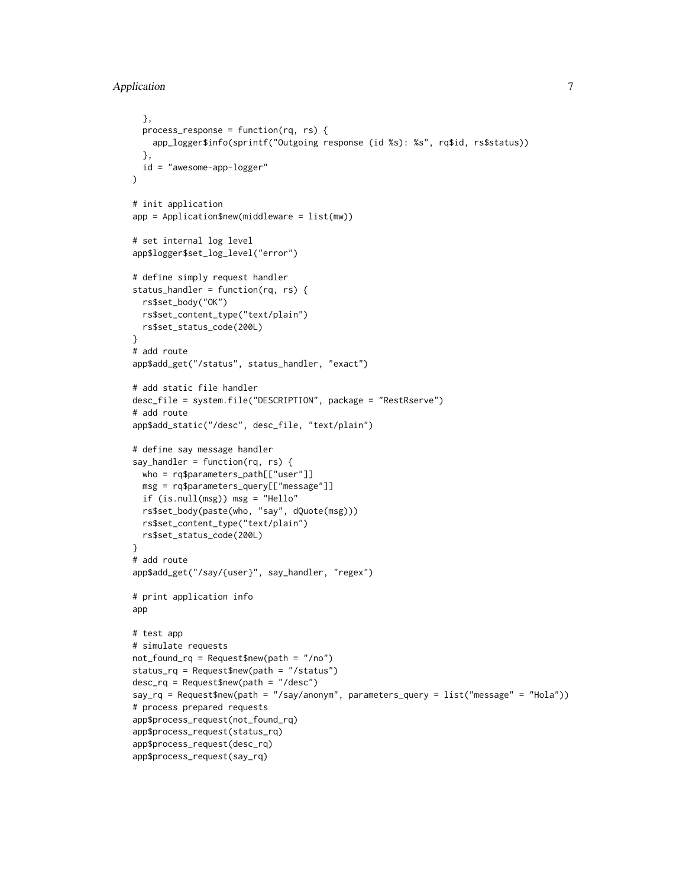```
  },
  process_response = function(rq, rs) {
    app_logger$info(sprintf("Outgoing response (id %s): %s", rq$id, rs$status))
  },
  id = "awesome-app-logger"
)

# init application
app = Application$new(middleware = list(mw))

# set internal log level
app$logger$set_log_level("error")

# define simply request handler
status_handler = function(rq, rs) {
  rs$set_body("OK")
  rs$set_content_type("text/plain")
  rs$set_status_code(200L)
}
# add route
app$add_get("/status", status_handler, "exact")

# add static file handler
desc_file = system.file("DESCRIPTION", package = "RestRserve")
# add route
app$add_static("/desc", desc_file, "text/plain")

# define say message handler
say_handler = function(rq, rs) {
  who = rq$parameters_path[["user"]]
  msg = rq$parameters_query[["message"]]
  if (is.null(msg)) msg = "Hello"
  rs$set_body(paste(who, "say", dQuote(msg)))
  rs$set_content_type("text/plain")
  rs$set_status_code(200L)
}
# add route
app$add_get("/say/{user}", say_handler, "regex")

# print application info
app

# test app
# simulate requests
not_found_rq = Request$new(path = "/no")
status_rq = Request$new(path = "/status")
desc_rq = Request$new(path = "/desc")
say_rq = Request$new(path = "/say/anonym", parameters_query = list("message" = "Hola"))
# process prepared requests
app$process_request(not_found_rq)
app$process_request(status_rq)
app$process_request(desc_rq)
app$process_request(say_rq)
```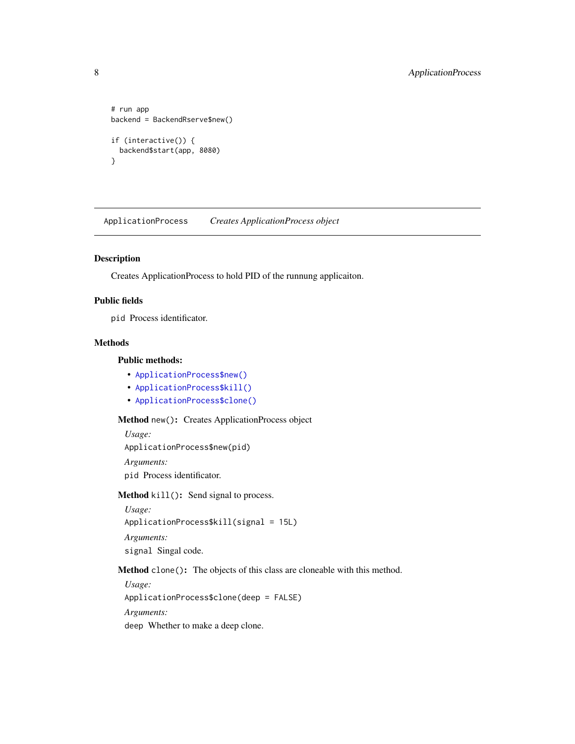```
# run app
backend = BackendRserve$new()

if (interactive()) {
  backend$start(app, 8080)
}
```

---

## ApplicationProcess — *Creates ApplicationProcess object*

---

### Description

Creates ApplicationProcess to hold PID of the runnung applicaiton.

### Public fields

`pid` Process identificator.

### Methods

#### Public methods:

- `ApplicationProcess$new()`
- `ApplicationProcess$kill()`
- `ApplicationProcess$clone()`

**Method** `new()`**:** Creates ApplicationProcess object

*Usage:*

```
ApplicationProcess$new(pid)
```

*Arguments:*

`pid` Process identificator.

**Method** `kill()`**:** Send signal to process.

*Usage:*

```
ApplicationProcess$kill(signal = 15L)
```

*Arguments:*

`signal` Singal code.

**Method** `clone()`**:** The objects of this class are cloneable with this method.

*Usage:*

```
ApplicationProcess$clone(deep = FALSE)
```

*Arguments:*

`deep` Whether to make a deep clone.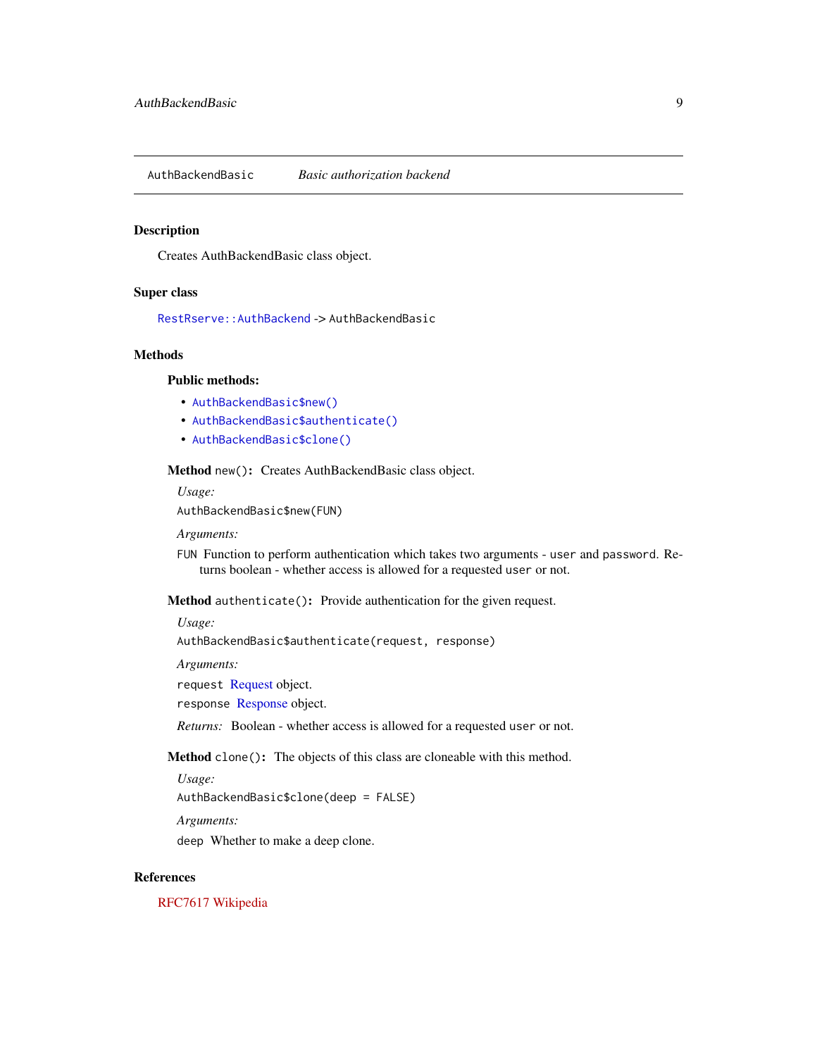AuthBackendBasic *Basic authorization backend*

## Description

Creates AuthBackendBasic class object.

## Super class

`RestRserve::AuthBackend` -> `AuthBackendBasic`

## Methods

### Public methods:

- `AuthBackendBasic$new()`
- `AuthBackendBasic$authenticate()`
- `AuthBackendBasic$clone()`

**Method** `new()`**:** Creates AuthBackendBasic class object.

*Usage:*

```
AuthBackendBasic$new(FUN)
```

*Arguments:*

`FUN` Function to perform authentication which takes two arguments - `user` and `password`. Returns boolean - whether access is allowed for a requested `user` or not.

**Method** `authenticate()`**:** Provide authentication for the given request.

*Usage:*

```
AuthBackendBasic$authenticate(request, response)
```

*Arguments:*

`request` Request object.

`response` Response object.

*Returns:* Boolean - whether access is allowed for a requested `user` or not.

**Method** `clone()`**:** The objects of this class are cloneable with this method.

*Usage:*

```
AuthBackendBasic$clone(deep = FALSE)
```

*Arguments:*

`deep` Whether to make a deep clone.

## References

RFC7617 Wikipedia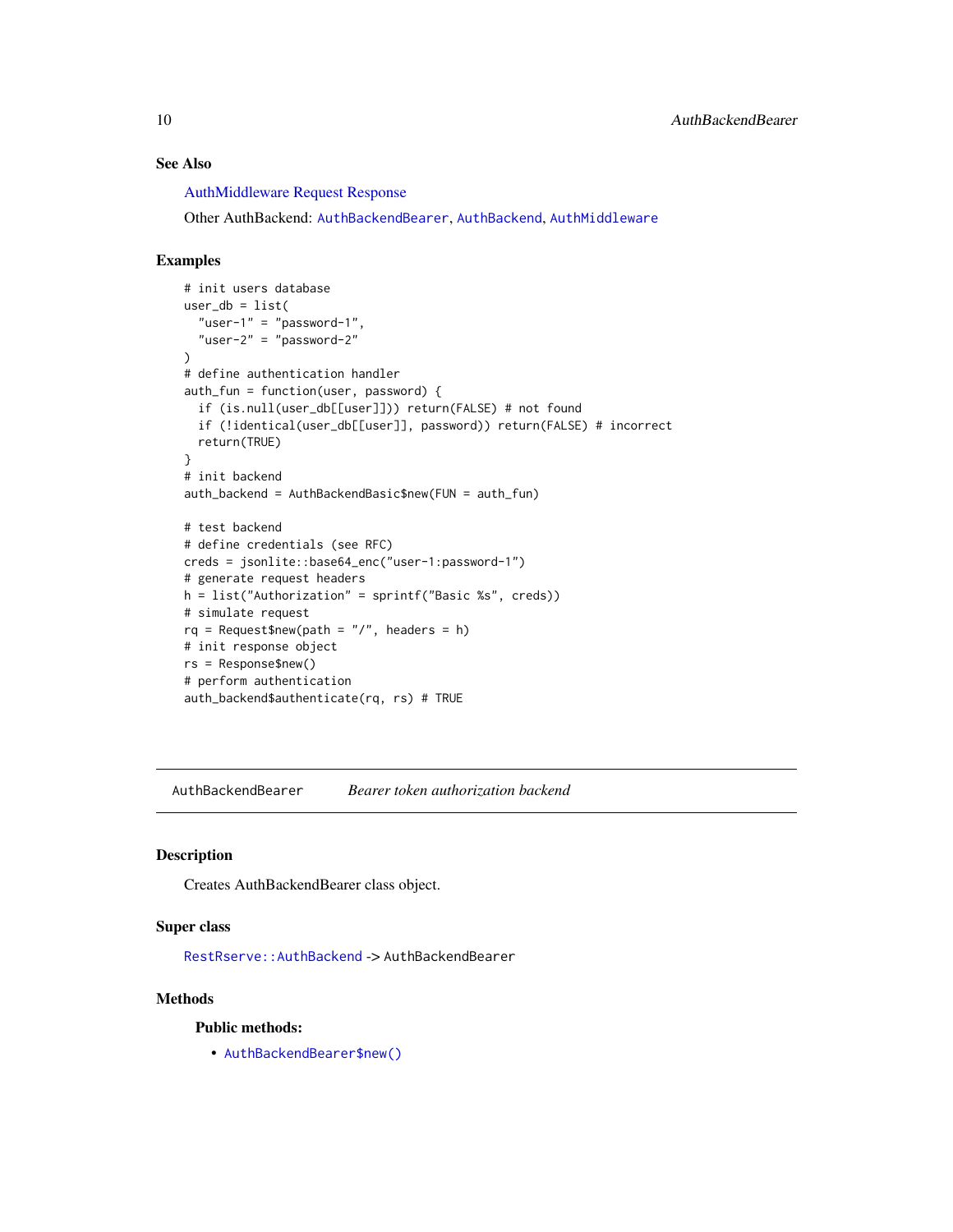### See Also

AuthMiddleware Request Response

Other AuthBackend: `AuthBackendBearer`, `AuthBackend`, `AuthMiddleware`

### Examples

```
# init users database
user_db = list(
  "user-1" = "password-1",
  "user-2" = "password-2"
)
# define authentication handler
auth_fun = function(user, password) {
  if (is.null(user_db[[user]])) return(FALSE) # not found
  if (!identical(user_db[[user]], password)) return(FALSE) # incorrect
  return(TRUE)
}
# init backend
auth_backend = AuthBackendBasic$new(FUN = auth_fun)

# test backend
# define credentials (see RFC)
creds = jsonlite::base64_enc("user-1:password-1")
# generate request headers
h = list("Authorization" = sprintf("Basic %s", creds))
# simulate request
rq = Request$new(path = "/", headers = h)
# init response object
rs = Response$new()
# perform authentication
auth_backend$authenticate(rq, rs) # TRUE
```

## AuthBackendBearer *Bearer token authorization backend*

### Description

Creates AuthBackendBearer class object.

### Super class

`RestRserve::AuthBackend` -> `AuthBackendBearer`

### Methods

#### Public methods:

- `AuthBackendBearer$new()`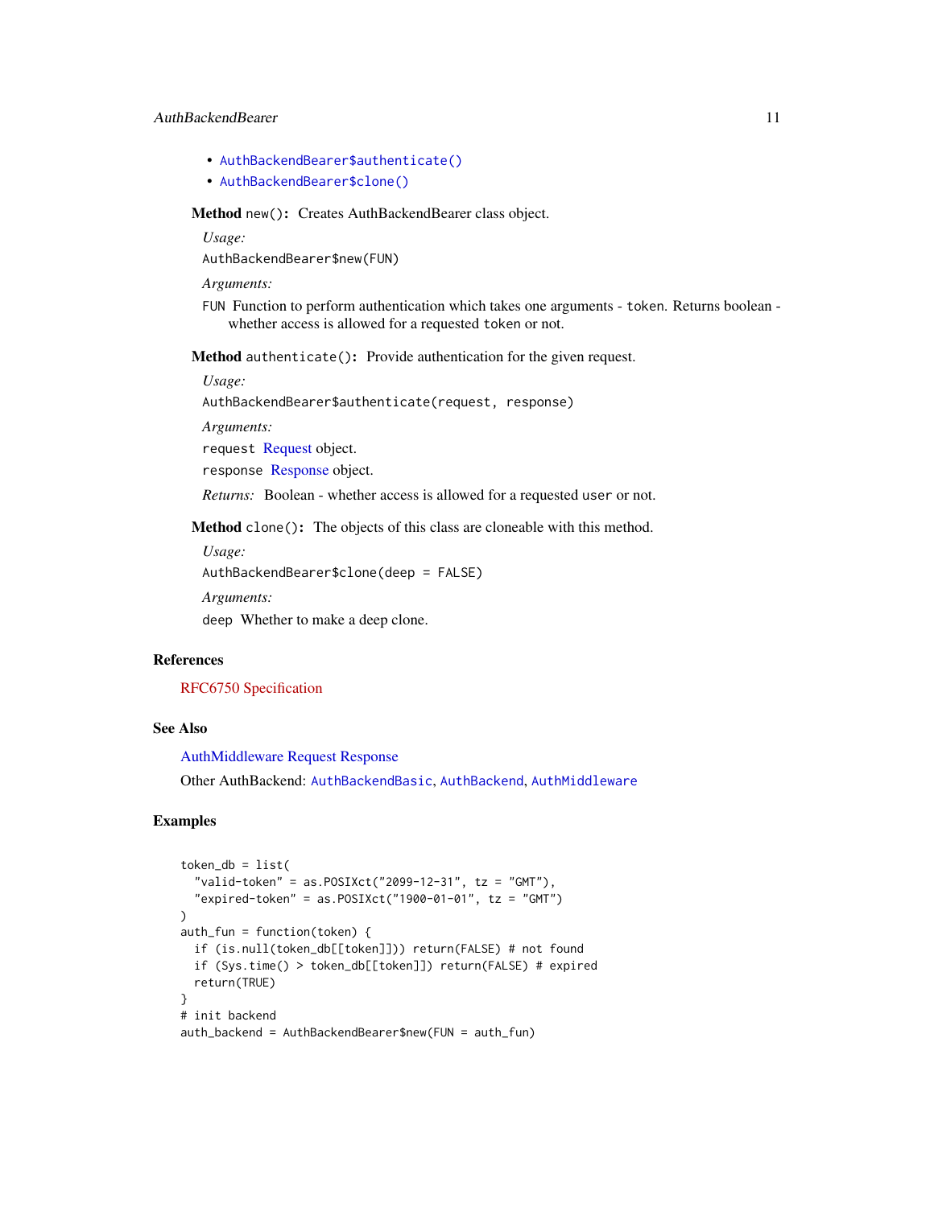- `AuthBackendBearer$authenticate()`
- `AuthBackendBearer$clone()`

**Method** `new()`**:** Creates AuthBackendBearer class object.

*Usage:*

```
AuthBackendBearer$new(FUN)
```

*Arguments:*

`FUN` Function to perform authentication which takes one arguments - `token`. Returns boolean - whether access is allowed for a requested `token` or not.

**Method** `authenticate()`**:** Provide authentication for the given request.

*Usage:*

```
AuthBackendBearer$authenticate(request, response)
```

*Arguments:*

`request` Request object.

`response` Response object.

*Returns:* Boolean - whether access is allowed for a requested `user` or not.

**Method** `clone()`**:** The objects of this class are cloneable with this method.

*Usage:*

```
AuthBackendBearer$clone(deep = FALSE)
```

*Arguments:*

`deep` Whether to make a deep clone.

## References

RFC6750 Specification

## See Also

AuthMiddleware Request Response

Other AuthBackend: `AuthBackendBasic`, `AuthBackend`, `AuthMiddleware`

## Examples

```
token_db = list(
  "valid-token" = as.POSIXct("2099-12-31", tz = "GMT"),
  "expired-token" = as.POSIXct("1900-01-01", tz = "GMT")
)
auth_fun = function(token) {
  if (is.null(token_db[[token]])) return(FALSE) # not found
  if (Sys.time() > token_db[[token]]) return(FALSE) # expired
  return(TRUE)
}
# init backend
auth_backend = AuthBackendBearer$new(FUN = auth_fun)
```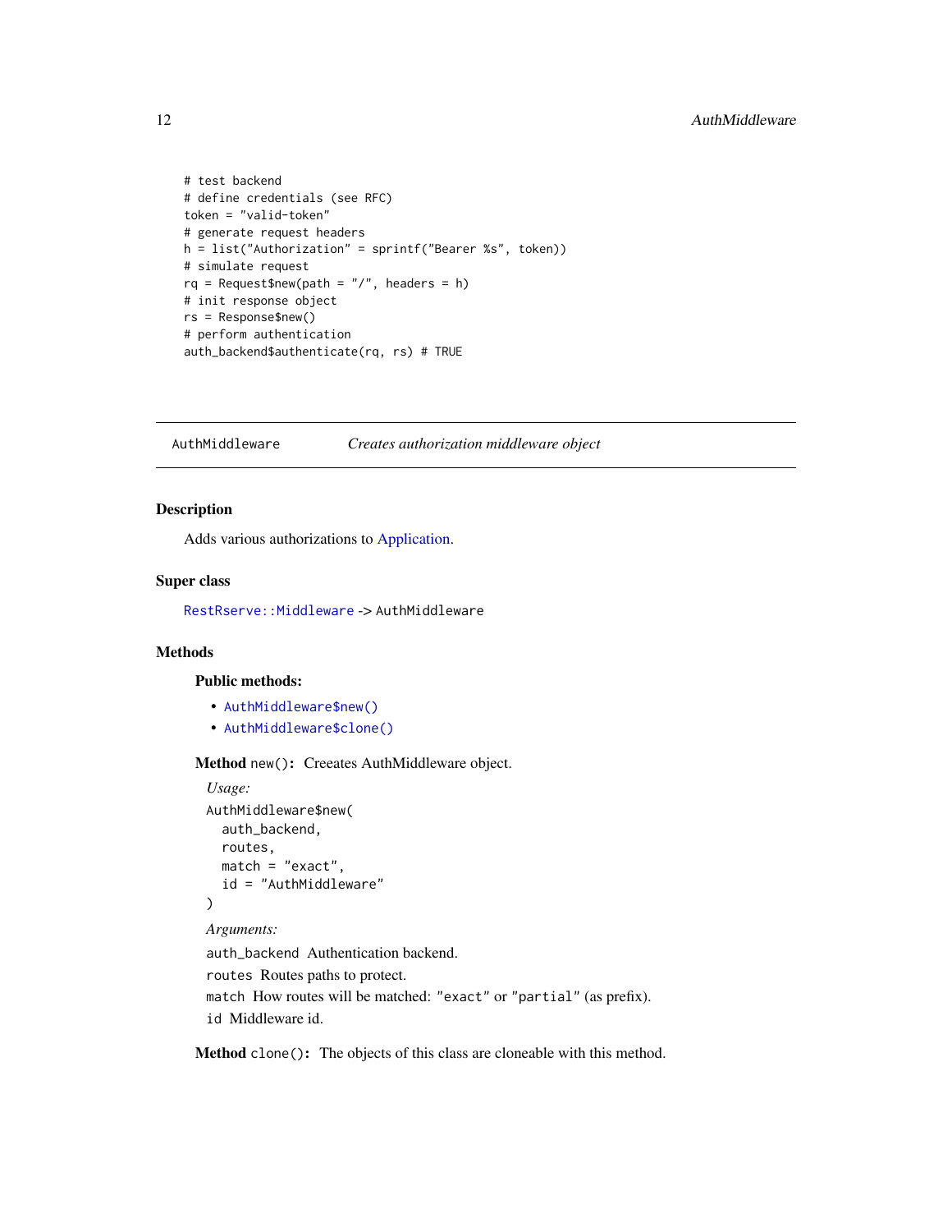```
# test backend
# define credentials (see RFC)
token = "valid-token"
# generate request headers
h = list("Authorization" = sprintf("Bearer %s", token))
# simulate request
rq = Request$new(path = "/", headers = h)
# init response object
rs = Response$new()
# perform authentication
auth_backend$authenticate(rq, rs) # TRUE
```

---

## AuthMiddleware — *Creates authorization middleware object*

---

### Description

Adds various authorizations to Application.

### Super class

`RestRserve::Middleware` -> `AuthMiddleware`

### Methods

#### Public methods:

- `AuthMiddleware$new()`
- `AuthMiddleware$clone()`

**Method** `new()`**:** Creeates AuthMiddleware object.

*Usage:*

```
AuthMiddleware$new(
  auth_backend,
  routes,
  match = "exact",
  id = "AuthMiddleware"
)
```

*Arguments:*

`auth_backend` Authentication backend.

`routes` Routes paths to protect.

`match` How routes will be matched: `"exact"` or `"partial"` (as prefix).

`id` Middleware id.

**Method** `clone()`**:** The objects of this class are cloneable with this method.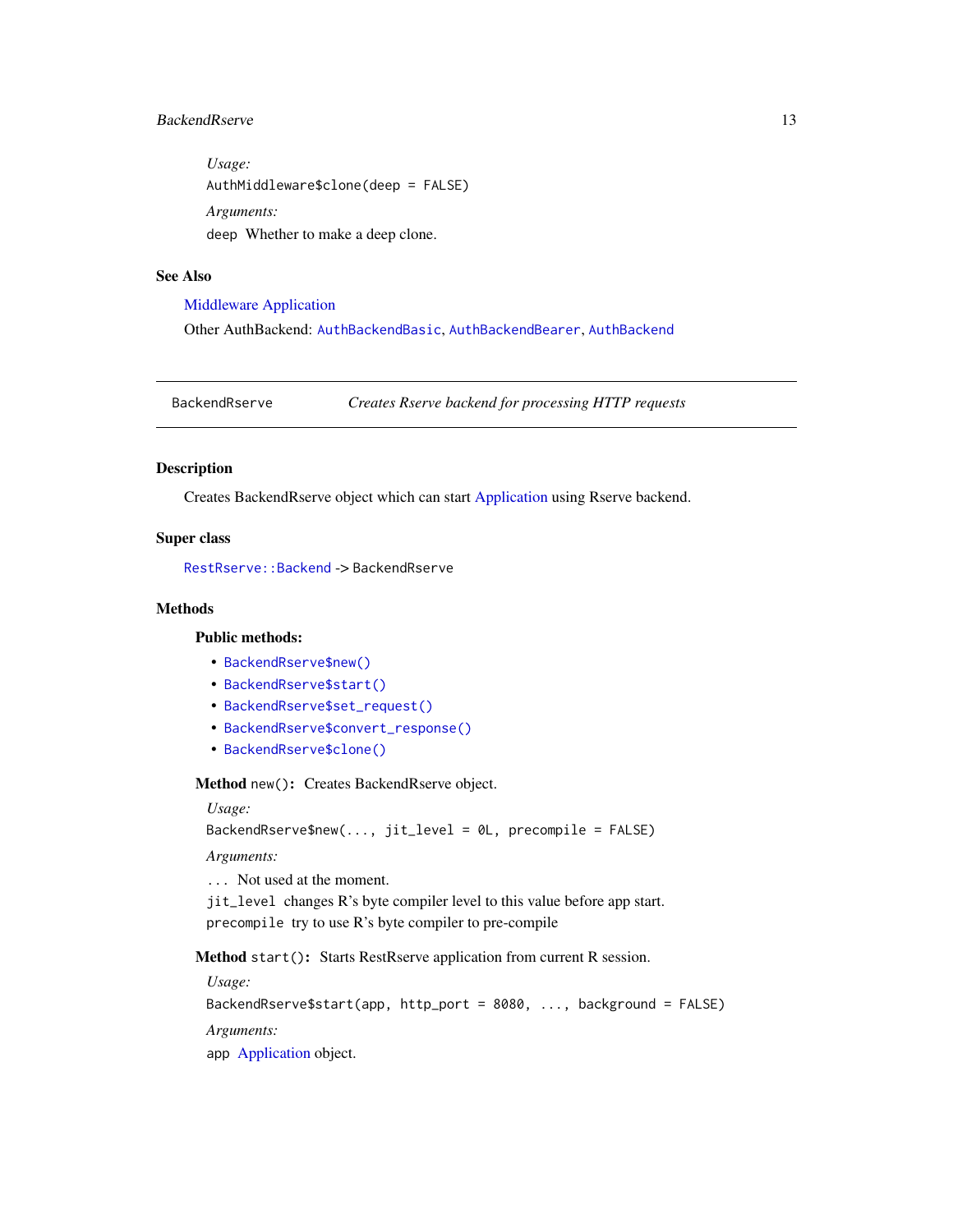*Usage:*

```
AuthMiddleware$clone(deep = FALSE)
```

*Arguments:*

`deep` Whether to make a deep clone.

## See Also

Middleware Application

Other AuthBackend: `AuthBackendBasic`, `AuthBackendBearer`, `AuthBackend`

---

`BackendRserve` *Creates Rserve backend for processing HTTP requests*

---

## Description

Creates BackendRserve object which can start Application using Rserve backend.

## Super class

`RestRserve::Backend` -> `BackendRserve`

## Methods

### Public methods:

- `BackendRserve$new()`
- `BackendRserve$start()`
- `BackendRserve$set_request()`
- `BackendRserve$convert_response()`
- `BackendRserve$clone()`

**Method** `new()`**:** Creates BackendRserve object.

*Usage:*

```
BackendRserve$new(..., jit_level = 0L, precompile = FALSE)
```

*Arguments:*

`...` Not used at the moment.

`jit_level` changes R's byte compiler level to this value before app start.

`precompile` try to use R's byte compiler to pre-compile

**Method** `start()`**:** Starts RestRserve application from current R session.

*Usage:*

```
BackendRserve$start(app, http_port = 8080, ..., background = FALSE)
```

*Arguments:*

`app` Application object.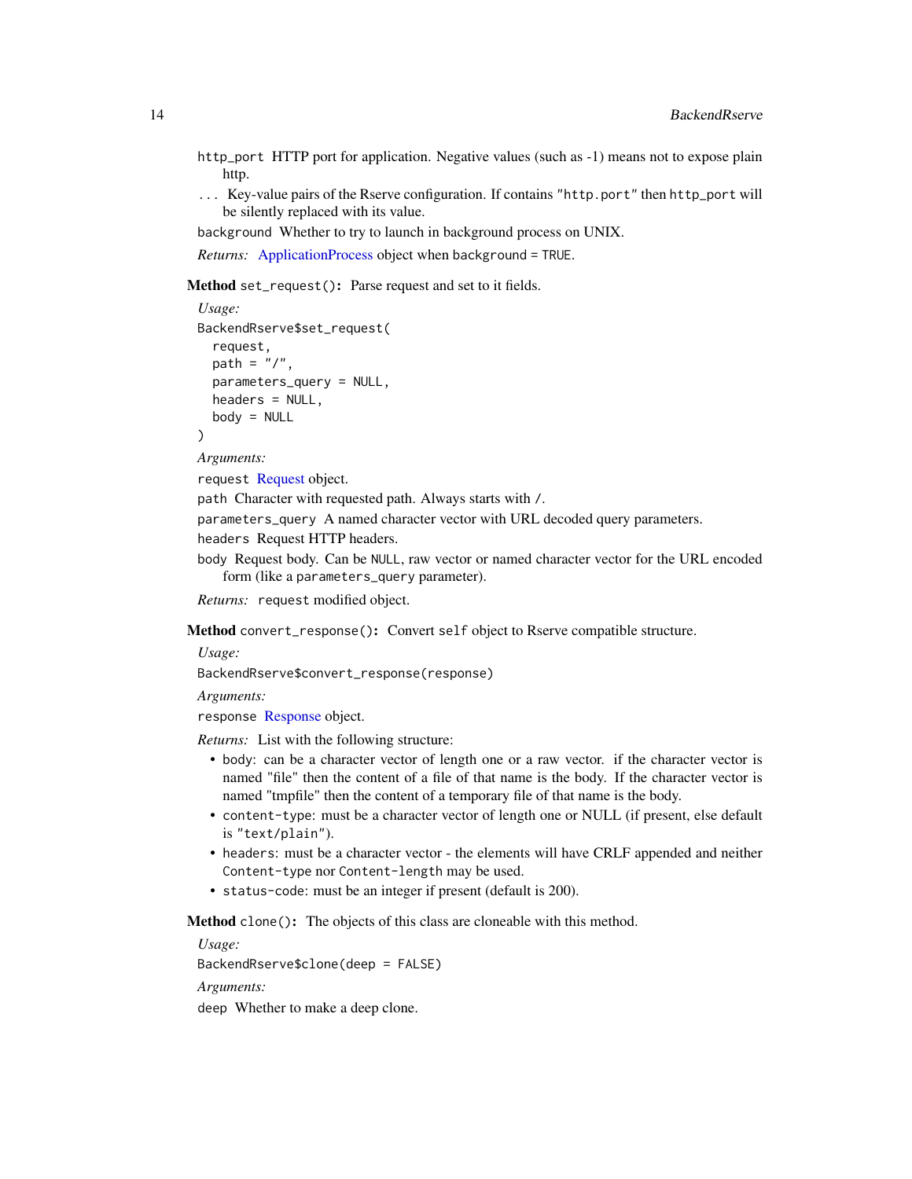`http_port` HTTP port for application. Negative values (such as -1) means not to expose plain http.

`...` Key-value pairs of the Rserve configuration. If contains "http.port" then `http_port` will be silently replaced with its value.

`background` Whether to try to launch in background process on UNIX.

*Returns:* ApplicationProcess object when `background = TRUE`.

**Method** `set_request()`**:** Parse request and set to it fields.

*Usage:*

```
BackendRserve$set_request(
  request,
  path = "/",
  parameters_query = NULL,
  headers = NULL,
  body = NULL
)
```

*Arguments:*

`request` Request object.

`path` Character with requested path. Always starts with `/`.

`parameters_query` A named character vector with URL decoded query parameters.

`headers` Request HTTP headers.

`body` Request body. Can be `NULL`, raw vector or named character vector for the URL encoded form (like a `parameters_query` parameter).

*Returns:* `request` modified object.

**Method** `convert_response()`**:** Convert `self` object to Rserve compatible structure.

*Usage:*

```
BackendRserve$convert_response(response)
```

*Arguments:*

`response` Response object.

*Returns:* List with the following structure:

- `body`: can be a character vector of length one or a raw vector. if the character vector is named "file" then the content of a file of that name is the body. If the character vector is named "tmpfile" then the content of a temporary file of that name is the body.
- `content-type`: must be a character vector of length one or NULL (if present, else default is "text/plain").
- `headers`: must be a character vector - the elements will have CRLF appended and neither `Content-type` nor `Content-length` may be used.
- `status-code`: must be an integer if present (default is 200).

**Method** `clone()`**:** The objects of this class are cloneable with this method.

*Usage:*

```
BackendRserve$clone(deep = FALSE)
```

*Arguments:*

`deep` Whether to make a deep clone.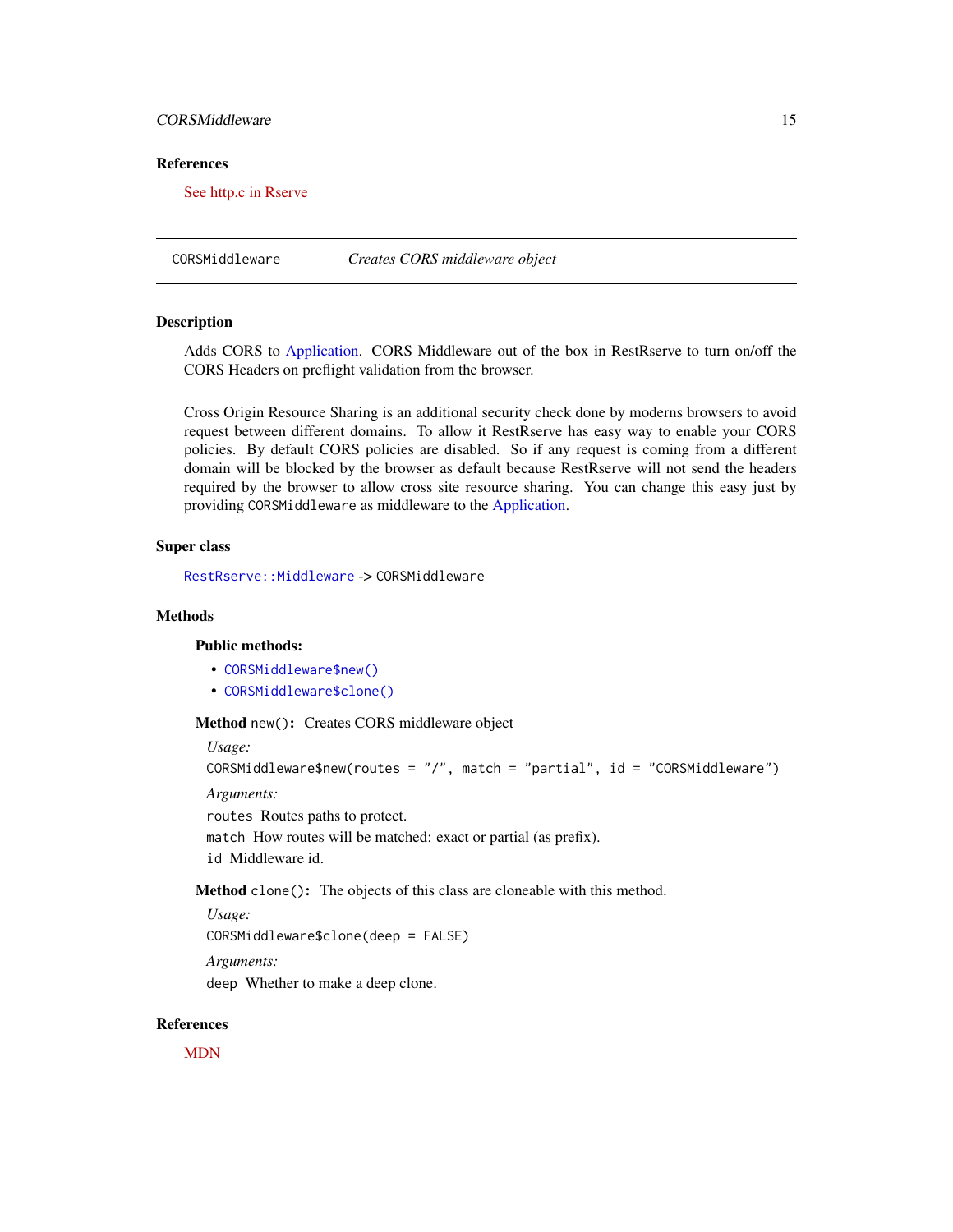## References

See http.c in Rserve

---

`CORSMiddleware` *Creates CORS middleware object*

---

## Description

Adds CORS to Application. CORS Middleware out of the box in RestRserve to turn on/off the CORS Headers on preflight validation from the browser.

Cross Origin Resource Sharing is an additional security check done by moderns browsers to avoid request between different domains. To allow it RestRserve has easy way to enable your CORS policies. By default CORS policies are disabled. So if any request is coming from a different domain will be blocked by the browser as default because RestRserve will not send the headers required by the browser to allow cross site resource sharing. You can change this easy just by providing `CORSMiddleware` as middleware to the Application.

## Super class

`RestRserve::Middleware` -> `CORSMiddleware`

## Methods

### Public methods:

- `CORSMiddleware$new()`
- `CORSMiddleware$clone()`

**Method** `new()`: Creates CORS middleware object

*Usage:*

```
CORSMiddleware$new(routes = "/", match = "partial", id = "CORSMiddleware")
```

*Arguments:*

`routes` Routes paths to protect.

`match` How routes will be matched: exact or partial (as prefix).

`id` Middleware id.

**Method** `clone()`: The objects of this class are cloneable with this method.

*Usage:*

```
CORSMiddleware$clone(deep = FALSE)
```

*Arguments:*

`deep` Whether to make a deep clone.

## References

MDN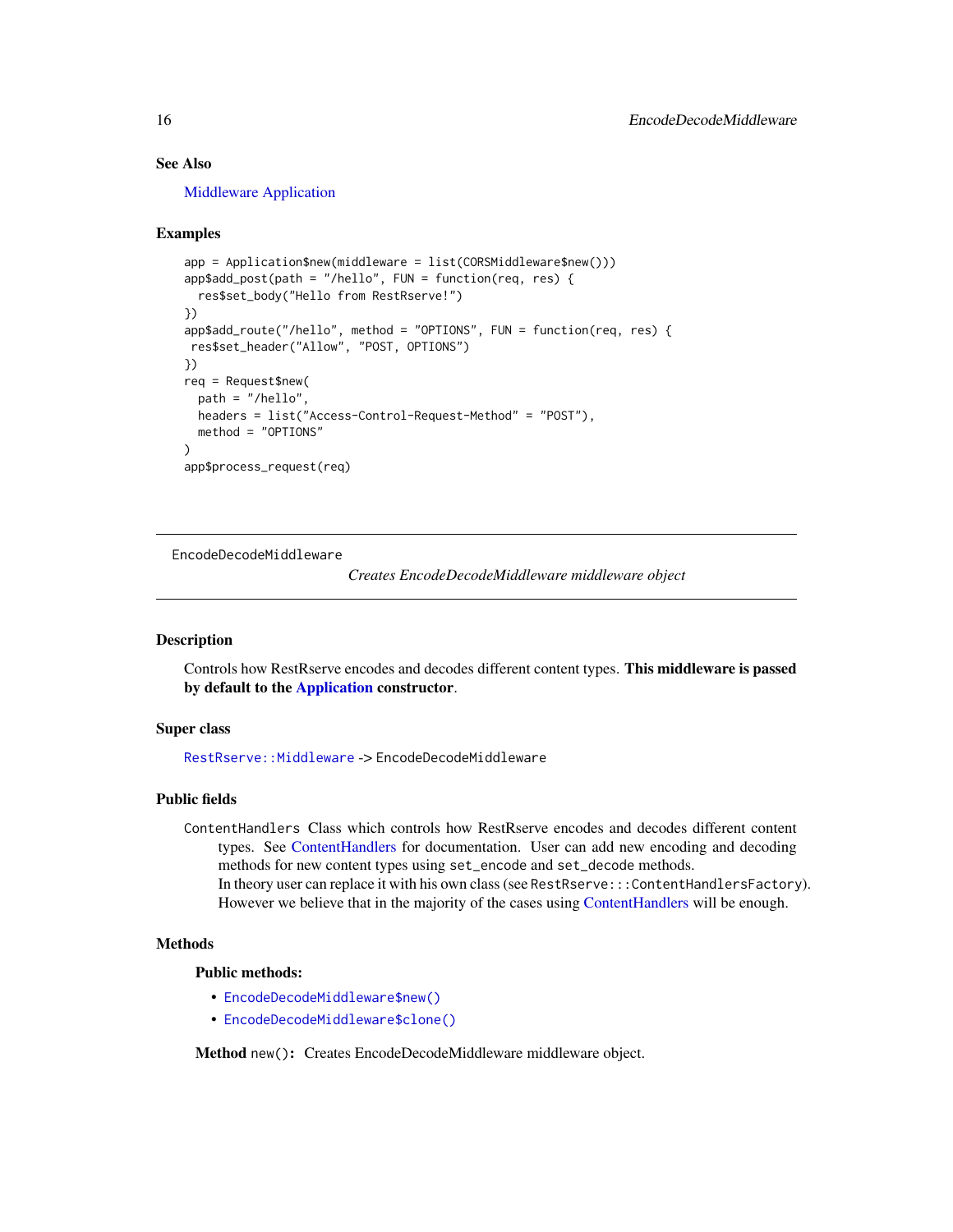### See Also

Middleware Application

### Examples

```
app = Application$new(middleware = list(CORSMiddleware$new()))
app$add_post(path = "/hello", FUN = function(req, res) {
  res$set_body("Hello from RestRserve!")
})
app$add_route("/hello", method = "OPTIONS", FUN = function(req, res) {
 res$set_header("Allow", "POST, OPTIONS")
})
req = Request$new(
  path = "/hello",
  headers = list("Access-Control-Request-Method" = "POST"),
  method = "OPTIONS"
)
app$process_request(req)
```

---

## EncodeDecodeMiddleware

*Creates EncodeDecodeMiddleware middleware object*

---

### Description

Controls how RestRserve encodes and decodes different content types. **This middleware is passed by default to the Application constructor**.

### Super class

`RestRserve::Middleware` -> `EncodeDecodeMiddleware`

### Public fields

`ContentHandlers` Class which controls how RestRserve encodes and decodes different content types. See ContentHandlers for documentation. User can add new encoding and decoding methods for new content types using `set_encode` and `set_decode` methods.
In theory user can replace it with his own class (see `RestRserve:::ContentHandlersFactory`). However we believe that in the majority of the cases using ContentHandlers will be enough.

### Methods

#### Public methods:

- `EncodeDecodeMiddleware$new()`
- `EncodeDecodeMiddleware$clone()`

**Method** `new()`**:** Creates EncodeDecodeMiddleware middleware object.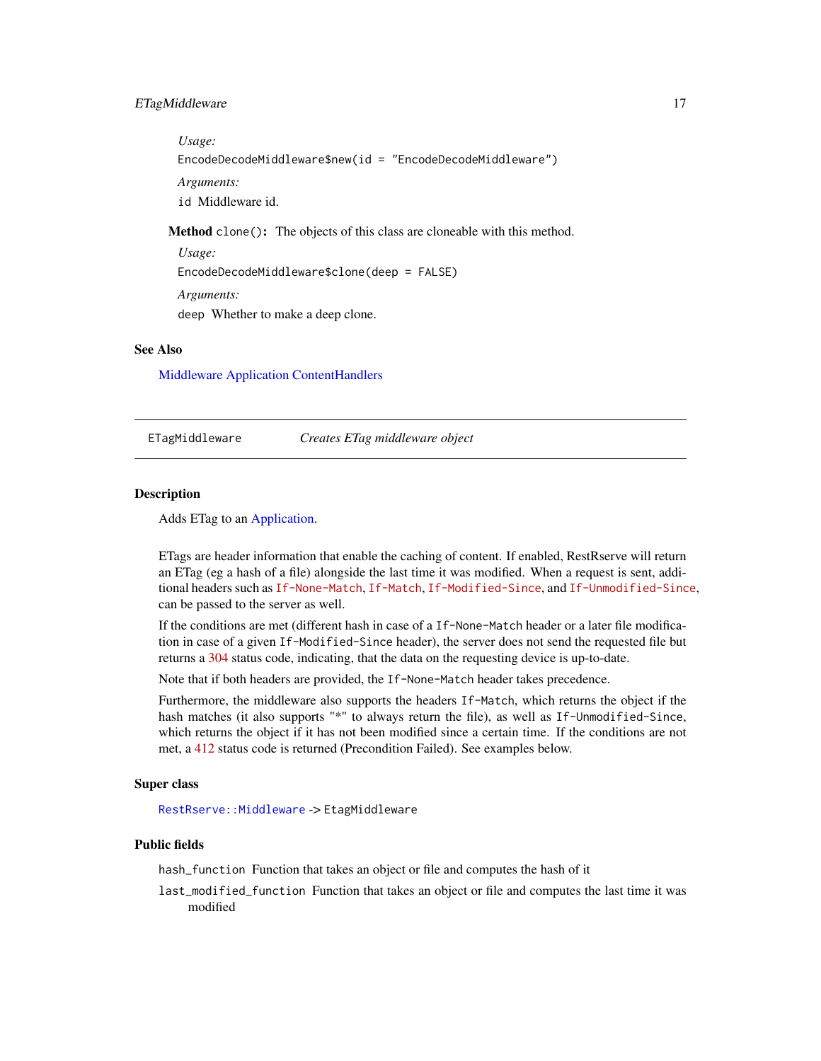*Usage:*

```
EncodeDecodeMiddleware$new(id = "EncodeDecodeMiddleware")
```

*Arguments:*

`id` Middleware id.

**Method** `clone()`: The objects of this class are cloneable with this method.

*Usage:*

```
EncodeDecodeMiddleware$clone(deep = FALSE)
```

*Arguments:*

`deep` Whether to make a deep clone.

### See Also

Middleware Application ContentHandlers

---

## ETagMiddleware *Creates ETag middleware object*

### Description

Adds ETag to an Application.

ETags are header information that enable the caching of content. If enabled, RestRserve will return an ETag (eg a hash of a file) alongside the last time it was modified. When a request is sent, additional headers such as `If-None-Match`, `If-Match`, `If-Modified-Since`, and `If-Unmodified-Since`, can be passed to the server as well.

If the conditions are met (different hash in case of a `If-None-Match` header or a later file modification in case of a given `If-Modified-Since` header), the server does not send the requested file but returns a 304 status code, indicating, that the data on the requesting device is up-to-date.

Note that if both headers are provided, the `If-None-Match` header takes precedence.

Furthermore, the middleware also supports the headers `If-Match`, which returns the object if the hash matches (it also supports "*" to always return the file), as well as `If-Unmodified-Since`, which returns the object if it has not been modified since a certain time. If the conditions are not met, a 412 status code is returned (Precondition Failed). See examples below.

### Super class

`RestRserve::Middleware` -> `EtagMiddleware`

### Public fields

`hash_function` Function that takes an object or file and computes the hash of it

`last_modified_function` Function that takes an object or file and computes the last time it was modified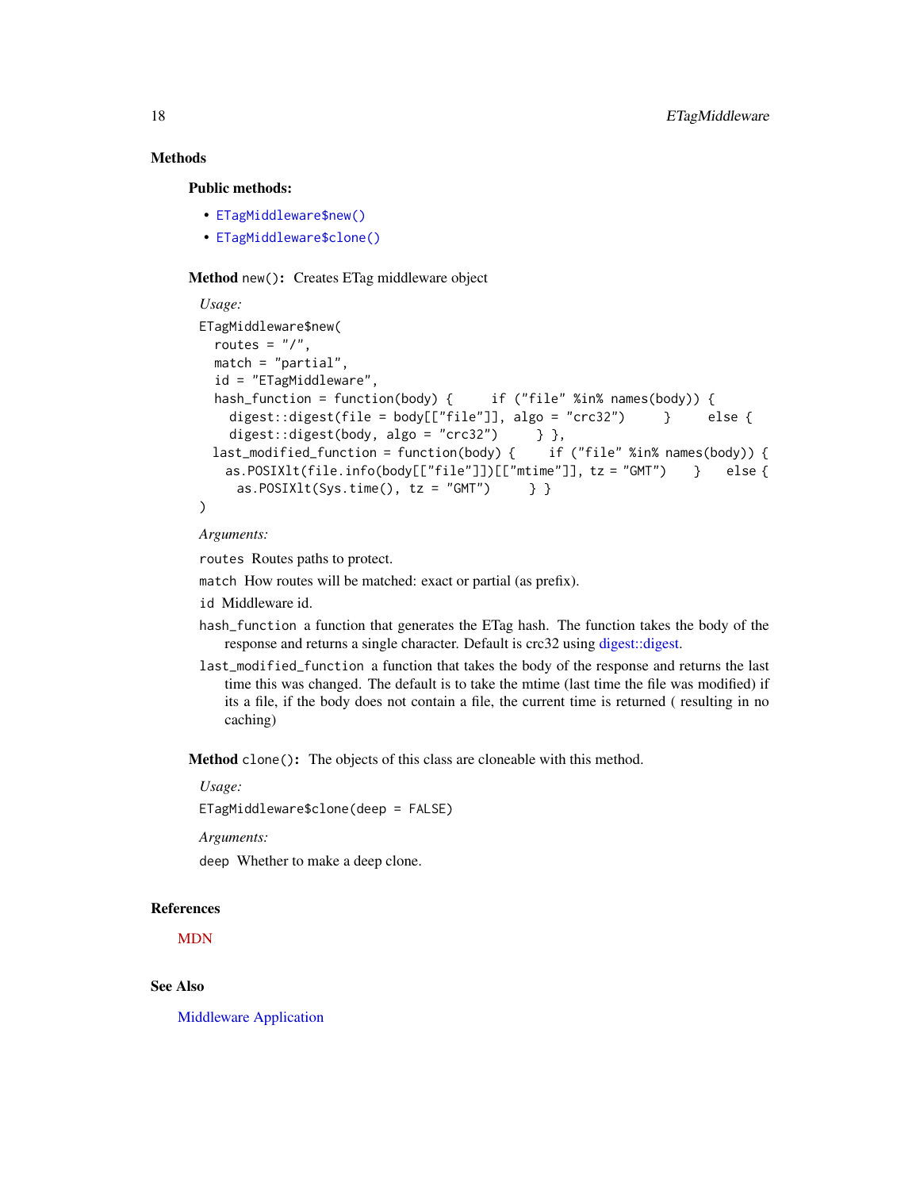## Methods

### Public methods:

- `ETagMiddleware$new()`
- `ETagMiddleware$clone()`

**Method** `new()`**:** Creates ETag middleware object

*Usage:*

```
ETagMiddleware$new(
  routes = "/",
  match = "partial",
  id = "ETagMiddleware",
  hash_function = function(body) {     if ("file" %in% names(body)) {
    digest::digest(file = body[["file"]], algo = "crc32")     }     else {
    digest::digest(body, algo = "crc32")     } },
  last_modified_function = function(body) {     if ("file" %in% names(body)) {
    as.POSIXlt(file.info(body[["file"]])[["mtime"]], tz = "GMT")    }    else {
     as.POSIXlt(Sys.time(), tz = "GMT")     } }
)
```

*Arguments:*

`routes` Routes paths to protect.

`match` How routes will be matched: exact or partial (as prefix).

`id` Middleware id.

`hash_function` a function that generates the ETag hash. The function takes the body of the response and returns a single character. Default is crc32 using digest::digest.

`last_modified_function` a function that takes the body of the response and returns the last time this was changed. The default is to take the mtime (last time the file was modified) if its a file, if the body does not contain a file, the current time is returned ( resulting in no caching)

**Method** `clone()`**:** The objects of this class are cloneable with this method.

*Usage:*

```
ETagMiddleware$clone(deep = FALSE)
```

*Arguments:*

`deep` Whether to make a deep clone.

## References

MDN

## See Also

Middleware Application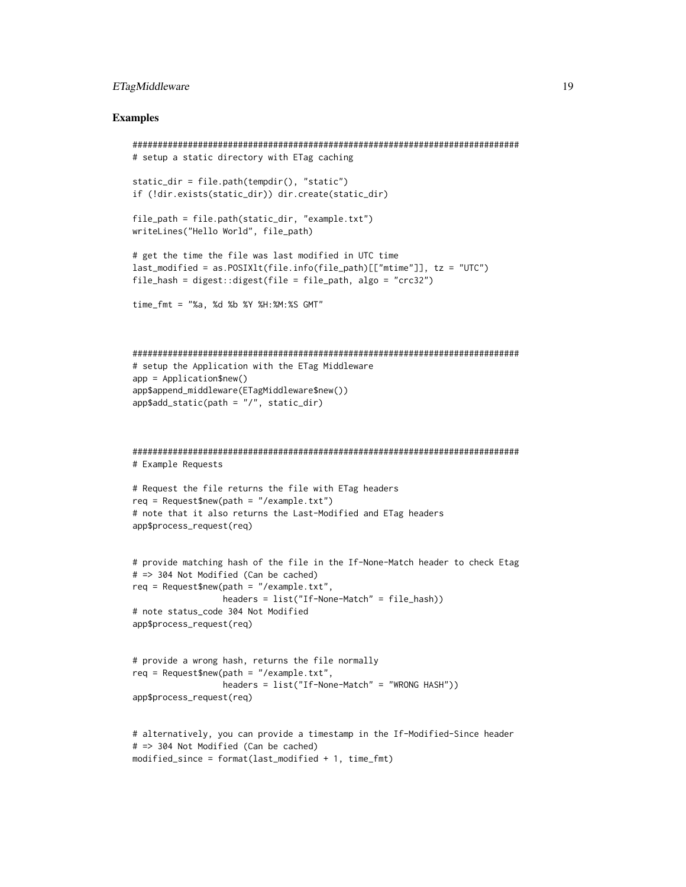### Examples

```
###############################################################################
# setup a static directory with ETag caching

static_dir = file.path(tempdir(), "static")
if (!dir.exists(static_dir)) dir.create(static_dir)

file_path = file.path(static_dir, "example.txt")
writeLines("Hello World", file_path)

# get the time the file was last modified in UTC time
last_modified = as.POSIXlt(file.info(file_path)[["mtime"]], tz = "UTC")
file_hash = digest::digest(file = file_path, algo = "crc32")

time_fmt = "%a, %d %b %Y %H:%M:%S GMT"



###############################################################################
# setup the Application with the ETag Middleware
app = Application$new()
app$append_middleware(ETagMiddleware$new())
app$add_static(path = "/", static_dir)



###############################################################################
# Example Requests

# Request the file returns the file with ETag headers
req = Request$new(path = "/example.txt")
# note that it also returns the Last-Modified and ETag headers
app$process_request(req)


# provide matching hash of the file in the If-None-Match header to check Etag
# => 304 Not Modified (Can be cached)
req = Request$new(path = "/example.txt",
                  headers = list("If-None-Match" = file_hash))
# note status_code 304 Not Modified
app$process_request(req)


# provide a wrong hash, returns the file normally
req = Request$new(path = "/example.txt",
                  headers = list("If-None-Match" = "WRONG HASH"))
app$process_request(req)


# alternatively, you can provide a timestamp in the If-Modified-Since header
# => 304 Not Modified (Can be cached)
modified_since = format(last_modified + 1, time_fmt)
```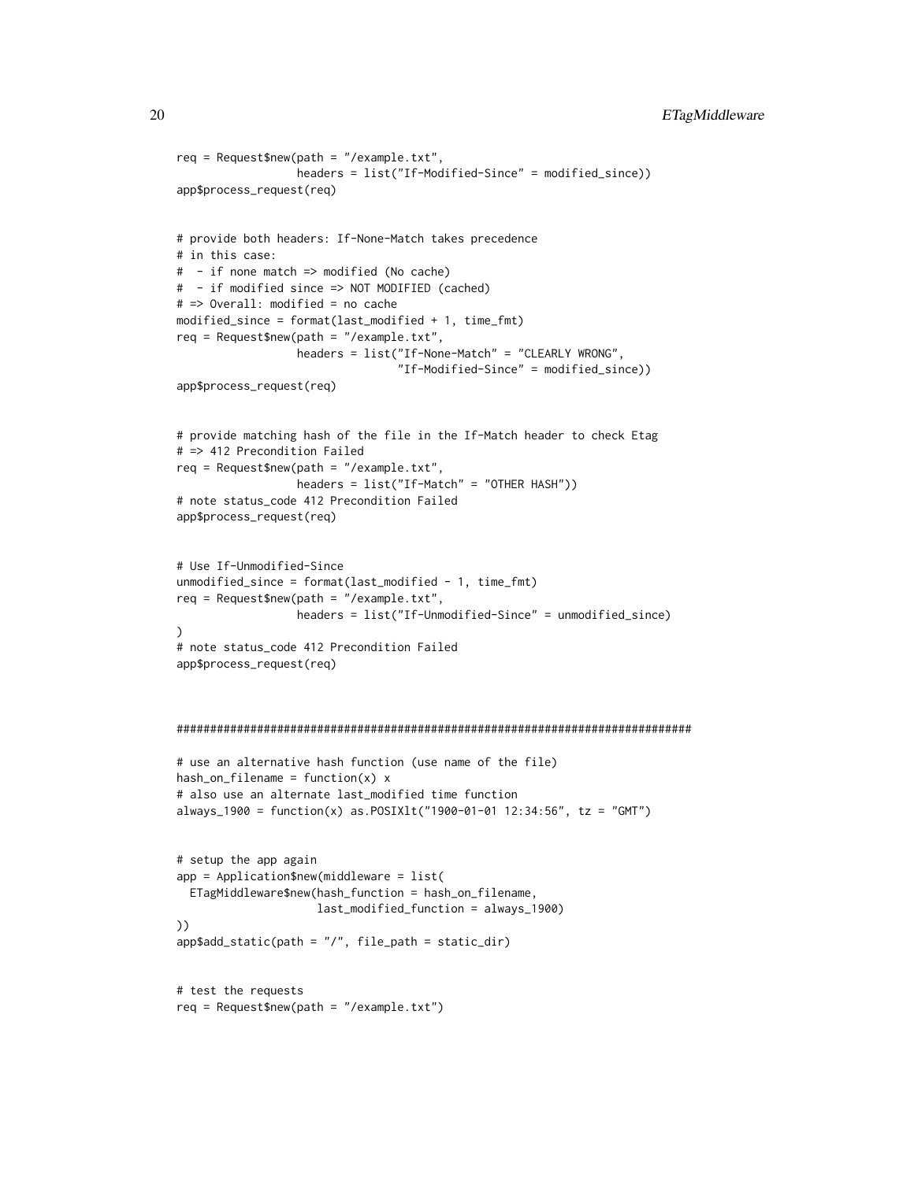```
req = Request$new(path = "/example.txt",
                  headers = list("If-Modified-Since" = modified_since))
app$process_request(req)


# provide both headers: If-None-Match takes precedence
# in this case:
#  - if none match => modified (No cache)
#  - if modified since => NOT MODIFIED (cached)
# => Overall: modified = no cache
modified_since = format(last_modified + 1, time_fmt)
req = Request$new(path = "/example.txt",
                  headers = list("If-None-Match" = "CLEARLY WRONG",
                                 "If-Modified-Since" = modified_since))
app$process_request(req)


# provide matching hash of the file in the If-Match header to check Etag
# => 412 Precondition Failed
req = Request$new(path = "/example.txt",
                  headers = list("If-Match" = "OTHER HASH"))
# note status_code 412 Precondition Failed
app$process_request(req)


# Use If-Unmodified-Since
unmodified_since = format(last_modified - 1, time_fmt)
req = Request$new(path = "/example.txt",
                  headers = list("If-Unmodified-Since" = unmodified_since)
)
# note status_code 412 Precondition Failed
app$process_request(req)



################################################################################

# use an alternative hash function (use name of the file)
hash_on_filename = function(x) x
# also use an alternate last_modified time function
always_1900 = function(x) as.POSIXlt("1900-01-01 12:34:56", tz = "GMT")


# setup the app again
app = Application$new(middleware = list(
  ETagMiddleware$new(hash_function = hash_on_filename,
                     last_modified_function = always_1900)
))
app$add_static(path = "/", file_path = static_dir)


# test the requests
req = Request$new(path = "/example.txt")
```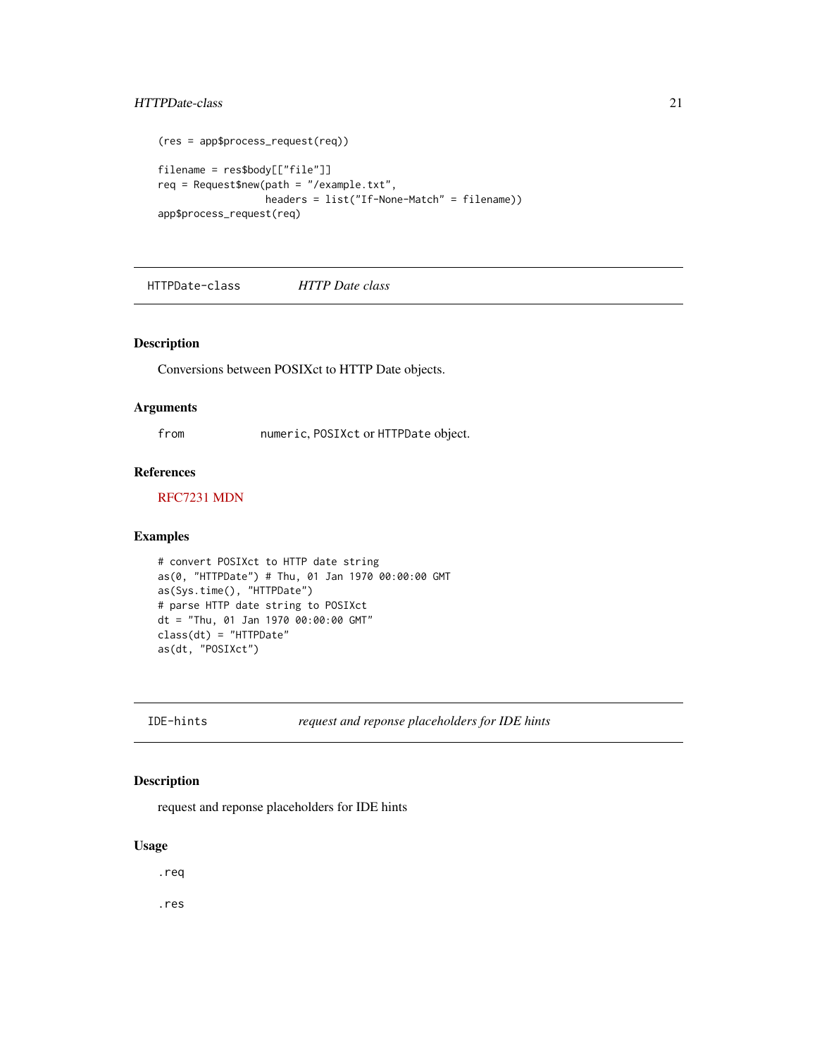```
(res = app$process_request(req))

filename = res$body[["file"]]
req = Request$new(path = "/example.txt",
                  headers = list("If-None-Match" = filename))
app$process_request(req)
```

## HTTPDate-class — *HTTP Date class*

### Description

Conversions between POSIXct to HTTP Date objects.

### Arguments

| | |
|---|---|
| from | numeric, POSIXct or HTTPDate object. |

### References

RFC7231 MDN

### Examples

```
# convert POSIXct to HTTP date string
as(0, "HTTPDate") # Thu, 01 Jan 1970 00:00:00 GMT
as(Sys.time(), "HTTPDate")
# parse HTTP date string to POSIXct
dt = "Thu, 01 Jan 1970 00:00:00 GMT"
class(dt) = "HTTPDate"
as(dt, "POSIXct")
```

## IDE-hints — *request and reponse placeholders for IDE hints*

### Description

request and reponse placeholders for IDE hints

### Usage

```
.req

.res
```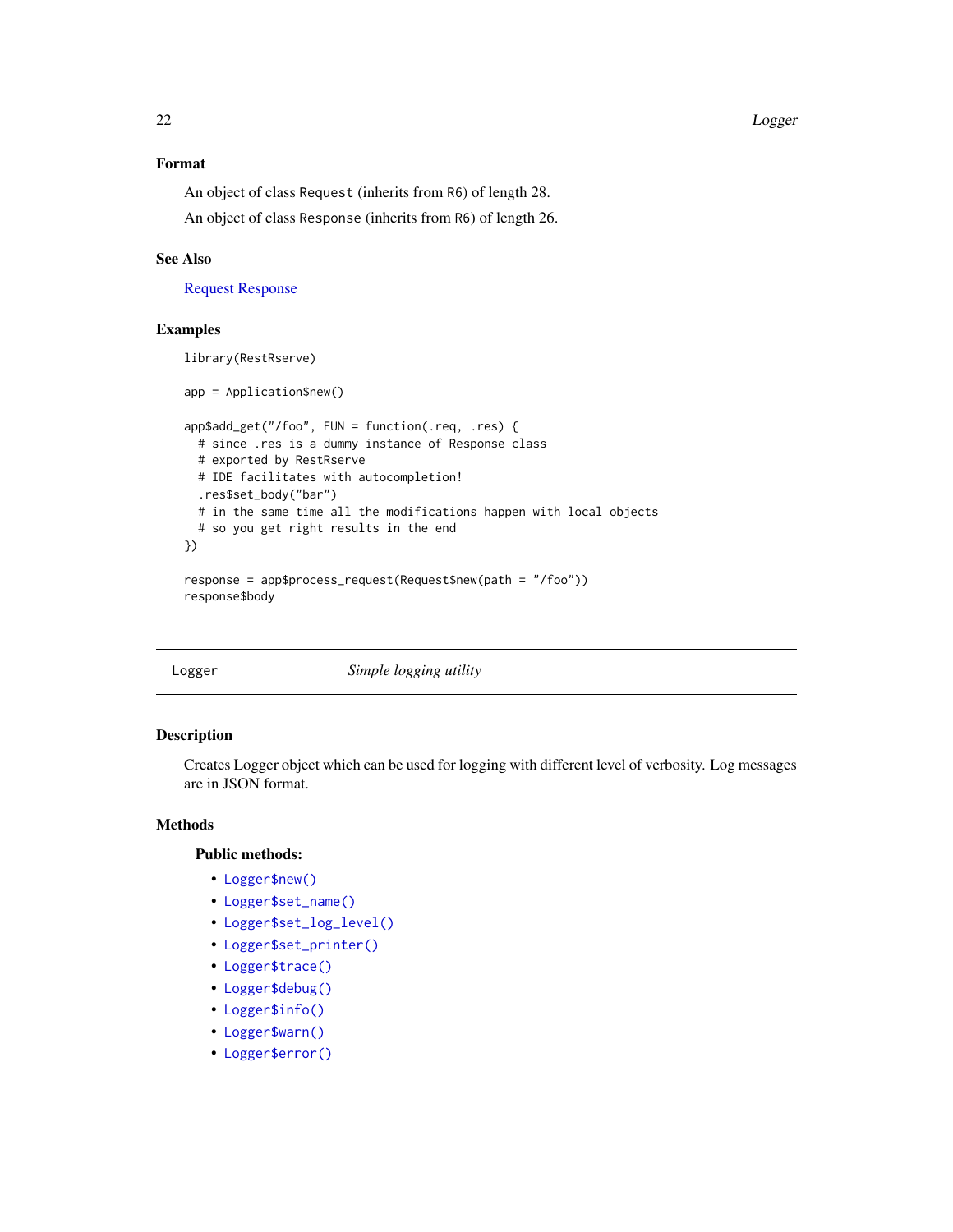### Format

An object of class `Request` (inherits from `R6`) of length 28.

An object of class `Response` (inherits from `R6`) of length 26.

### See Also

Request Response

### Examples

```
library(RestRserve)

app = Application$new()

app$add_get("/foo", FUN = function(.req, .res) {
  # since .res is a dummy instance of Response class
  # exported by RestRserve
  # IDE facilitates with autocompletion!
  .res$set_body("bar")
  # in the same time all the modifications happen with local objects
  # so you get right results in the end
})

response = app$process_request(Request$new(path = "/foo"))
response$body
```

---

## Logger — *Simple logging utility*

---

### Description

Creates Logger object which can be used for logging with different level of verbosity. Log messages are in JSON format.

### Methods

**Public methods:**

- `Logger$new()`
- `Logger$set_name()`
- `Logger$set_log_level()`
- `Logger$set_printer()`
- `Logger$trace()`
- `Logger$debug()`
- `Logger$info()`
- `Logger$warn()`
- `Logger$error()`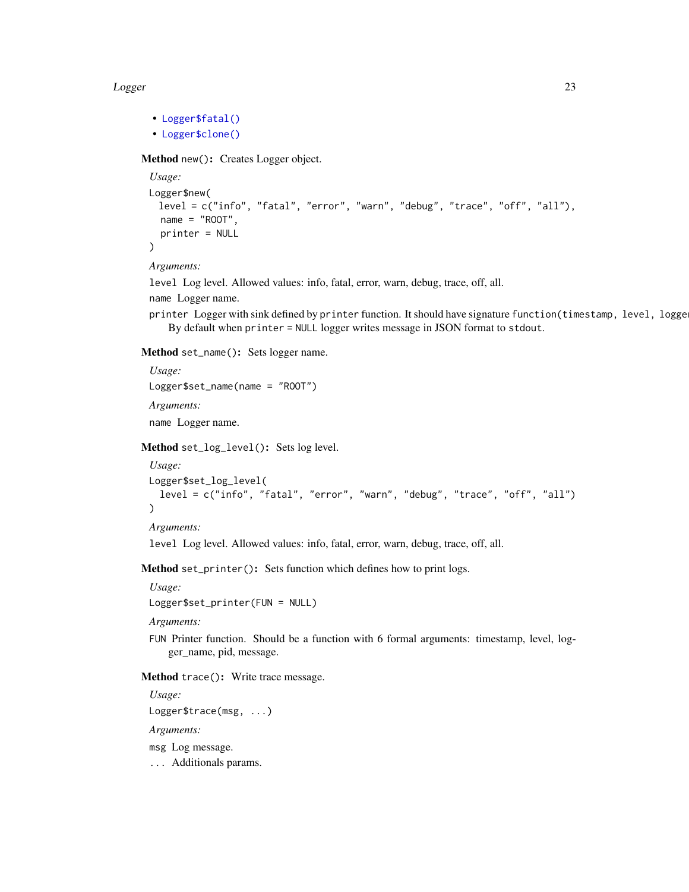- Logger$fatal()
- Logger$clone()

**Method** `new()`**:** Creates Logger object.

*Usage:*

```
Logger$new(
  level = c("info", "fatal", "error", "warn", "debug", "trace", "off", "all"),
  name = "ROOT",
  printer = NULL
)
```

*Arguments:*

`level` Log level. Allowed values: info, fatal, error, warn, debug, trace, off, all.

`name` Logger name.

`printer` Logger with sink defined by `printer` function. It should have signature `function(timestamp, level, logge`
By default when `printer = NULL` logger writes message in JSON format to `stdout`.

**Method** `set_name()`**:** Sets logger name.

*Usage:*

```
Logger$set_name(name = "ROOT")
```

*Arguments:*

`name` Logger name.

**Method** `set_log_level()`**:** Sets log level.

*Usage:*

```
Logger$set_log_level(
  level = c("info", "fatal", "error", "warn", "debug", "trace", "off", "all")
)
```

*Arguments:*

`level` Log level. Allowed values: info, fatal, error, warn, debug, trace, off, all.

**Method** `set_printer()`**:** Sets function which defines how to print logs.

*Usage:*

```
Logger$set_printer(FUN = NULL)
```

*Arguments:*

`FUN` Printer function. Should be a function with 6 formal arguments: timestamp, level, logger_name, pid, message.

**Method** `trace()`**:** Write trace message.

*Usage:*

```
Logger$trace(msg, ...)
```

*Arguments:*

`msg` Log message.

`...` Additionals params.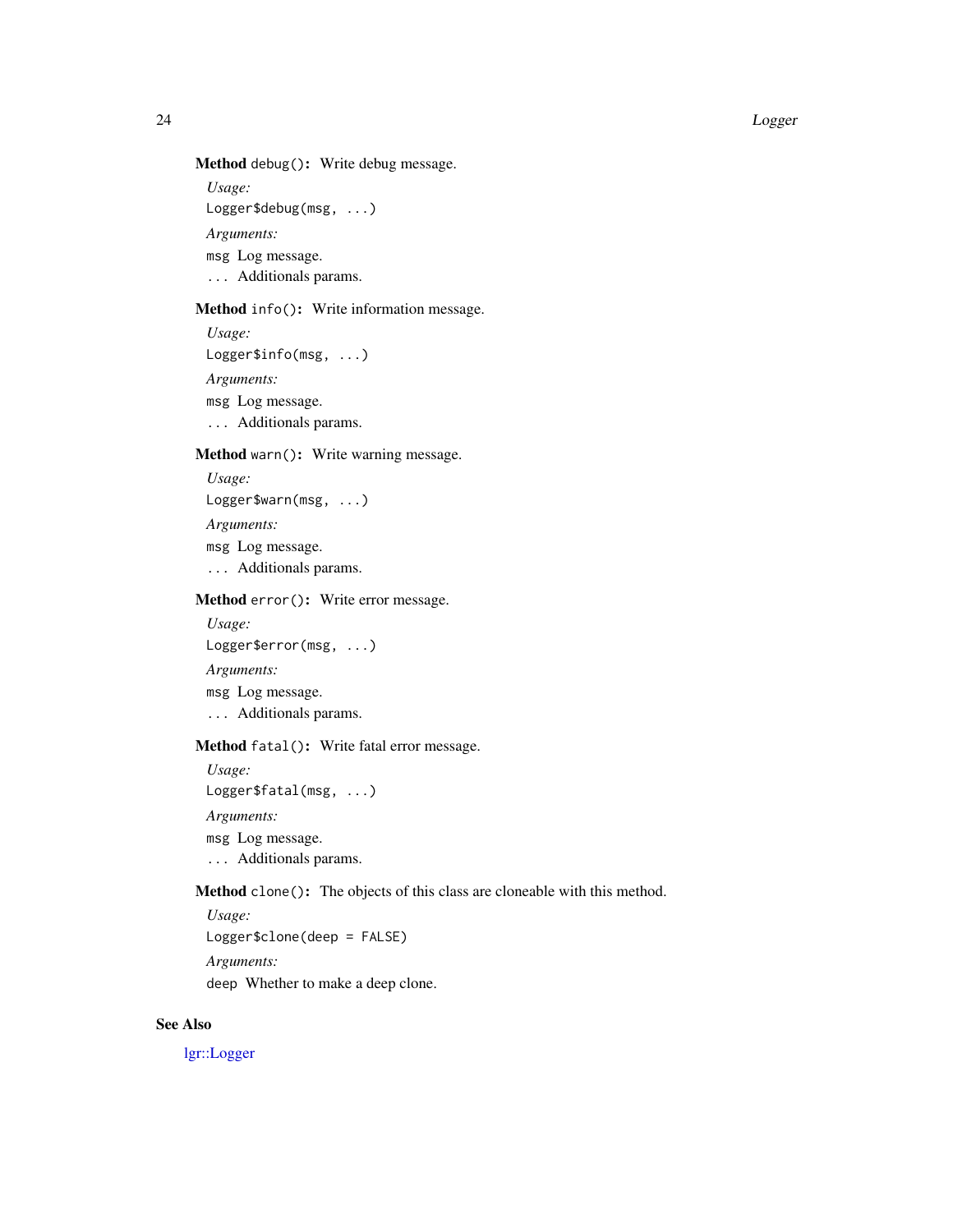**Method** `debug()`: Write debug message.

*Usage:*

```
Logger$debug(msg, ...)
```

*Arguments:*

`msg` Log message.

`...` Additionals params.

**Method** `info()`: Write information message.

*Usage:*

```
Logger$info(msg, ...)
```

*Arguments:*

`msg` Log message.

`...` Additionals params.

**Method** `warn()`: Write warning message.

*Usage:*

```
Logger$warn(msg, ...)
```

*Arguments:*

`msg` Log message.

`...` Additionals params.

**Method** `error()`: Write error message.

*Usage:*

```
Logger$error(msg, ...)
```

*Arguments:*

`msg` Log message.

`...` Additionals params.

**Method** `fatal()`: Write fatal error message.

*Usage:*

```
Logger$fatal(msg, ...)
```

*Arguments:*

`msg` Log message.

`...` Additionals params.

**Method** `clone()`: The objects of this class are cloneable with this method.

*Usage:*

```
Logger$clone(deep = FALSE)
```

*Arguments:*

`deep` Whether to make a deep clone.

## See Also

lgr::Logger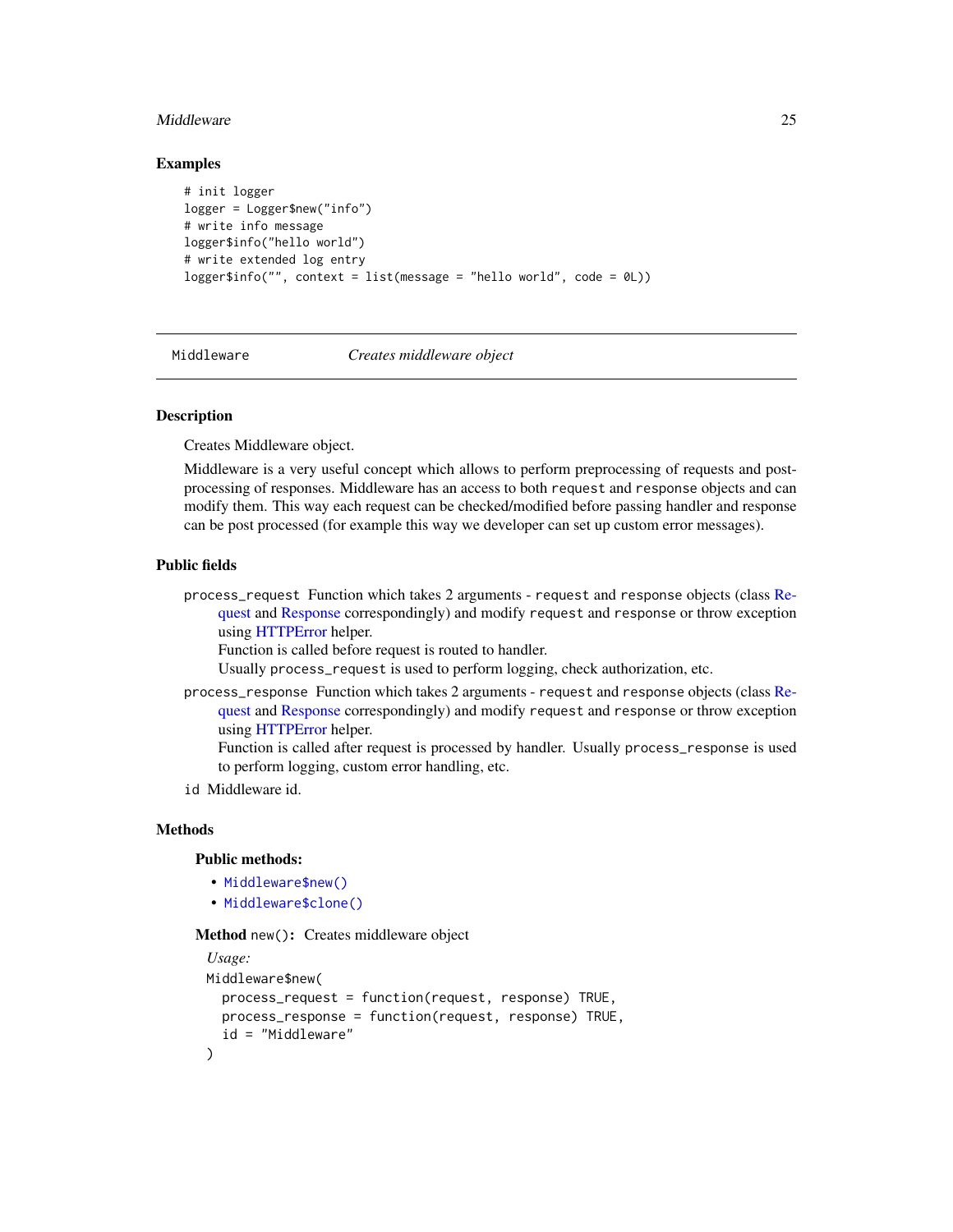### Examples

```
# init logger
logger = Logger$new("info")
# write info message
logger$info("hello world")
# write extended log entry
logger$info("", context = list(message = "hello world", code = 0L))
```

---

## Middleware *Creates middleware object*

---

### Description

Creates Middleware object.

Middleware is a very useful concept which allows to perform preprocessing of requests and post-processing of responses. Middleware has an access to both `request` and `response` objects and can modify them. This way each request can be checked/modified before passing handler and response can be post processed (for example this way we developer can set up custom error messages).

### Public fields

`process_request` Function which takes 2 arguments - `request` and `response` objects (class Request and Response correspondingly) and modify `request` and `response` or throw exception using HTTPError helper.
Function is called before request is routed to handler.
Usually `process_request` is used to perform logging, check authorization, etc.

`process_response` Function which takes 2 arguments - `request` and `response` objects (class Request and Response correspondingly) and modify `request` and `response` or throw exception using HTTPError helper.
Function is called after request is processed by handler. Usually `process_response` is used to perform logging, custom error handling, etc.

`id` Middleware id.

### Methods

#### Public methods:

- `Middleware$new()`
- `Middleware$clone()`

**Method** `new()`**:** Creates middleware object

*Usage:*

```
Middleware$new(
  process_request = function(request, response) TRUE,
  process_response = function(request, response) TRUE,
  id = "Middleware"
)
```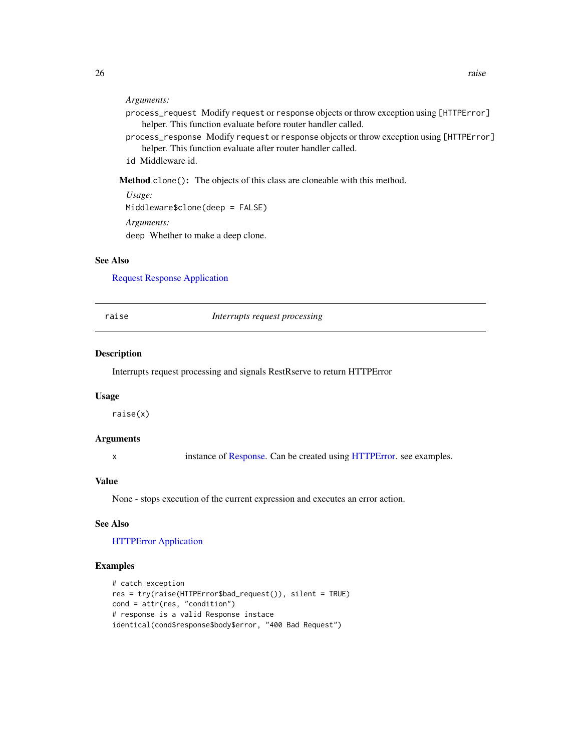*Arguments:*

`process_request` Modify `request` or `response` objects or throw exception using `[HTTPError]` helper. This function evaluate before router handler called.

`process_response` Modify `request` or `response` objects or throw exception using `[HTTPError]` helper. This function evaluate after router handler called.

`id` Middleware id.

**Method** `clone()`**:** The objects of this class are cloneable with this method.

*Usage:*

```
Middleware$clone(deep = FALSE)
```

*Arguments:*

`deep` Whether to make a deep clone.

### See Also

Request Response Application

---

`raise` *Interrupts request processing*

---

### Description

Interrupts request processing and signals RestRserve to return HTTPError

### Usage

```
raise(x)
```

### Arguments

| | |
|---|---|
| `x` | instance of Response. Can be created using HTTPError. see examples. |

### Value

None - stops execution of the current expression and executes an error action.

### See Also

HTTPError Application

### Examples

```
# catch exception
res = try(raise(HTTPError$bad_request()), silent = TRUE)
cond = attr(res, "condition")
# response is a valid Response instace
identical(cond$response$body$error, "400 Bad Request")
```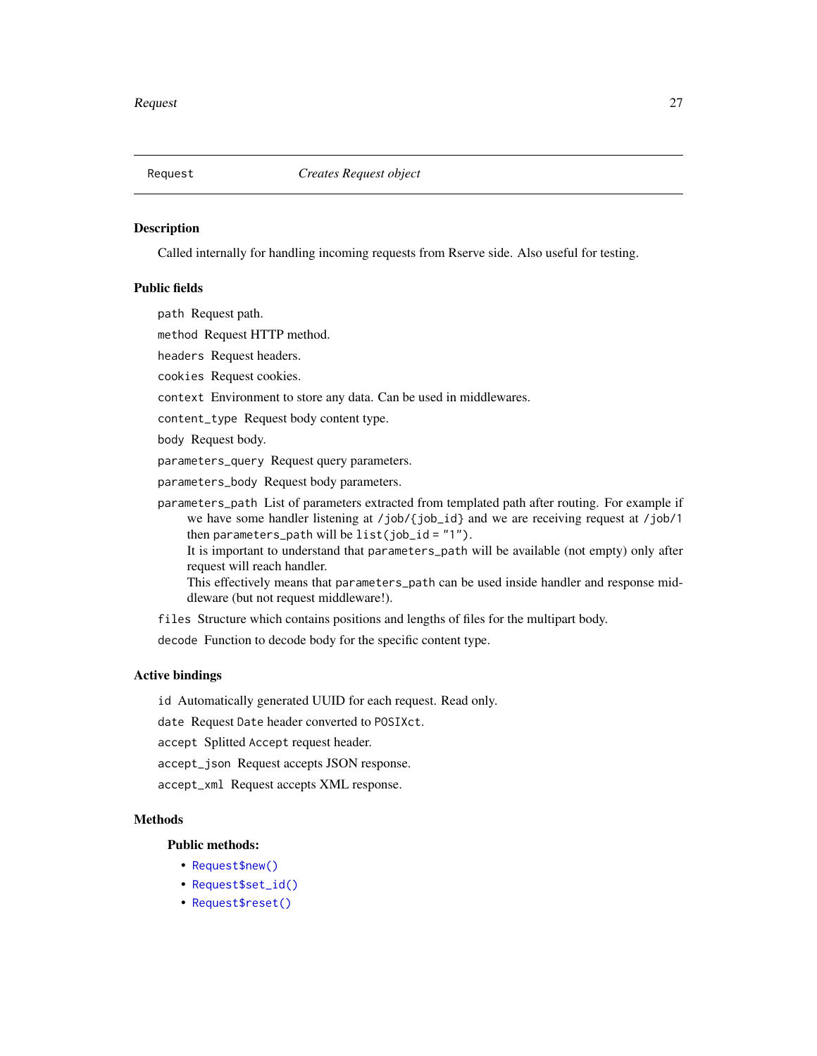## Request

*Creates Request object*

### Description

Called internally for handling incoming requests from Rserve side. Also useful for testing.

### Public fields

`path` Request path.

`method` Request HTTP method.

`headers` Request headers.

`cookies` Request cookies.

`context` Environment to store any data. Can be used in middlewares.

`content_type` Request body content type.

`body` Request body.

`parameters_query` Request query parameters.

`parameters_body` Request body parameters.

`parameters_path` List of parameters extracted from templated path after routing. For example if we have some handler listening at `/job/{job_id}` and we are receiving request at `/job/1` then `parameters_path` will be `list(job_id = "1")`.
It is important to understand that `parameters_path` will be available (not empty) only after request will reach handler.
This effectively means that `parameters_path` can be used inside handler and response middleware (but not request middleware!).

`files` Structure which contains positions and lengths of files for the multipart body.

`decode` Function to decode body for the specific content type.

### Active bindings

`id` Automatically generated UUID for each request. Read only.

`date` Request `Date` header converted to `POSIXct`.

`accept` Splitted `Accept` request header.

`accept_json` Request accepts JSON response.

`accept_xml` Request accepts XML response.

### Methods

#### Public methods:

- `Request$new()`
- `Request$set_id()`
- `Request$reset()`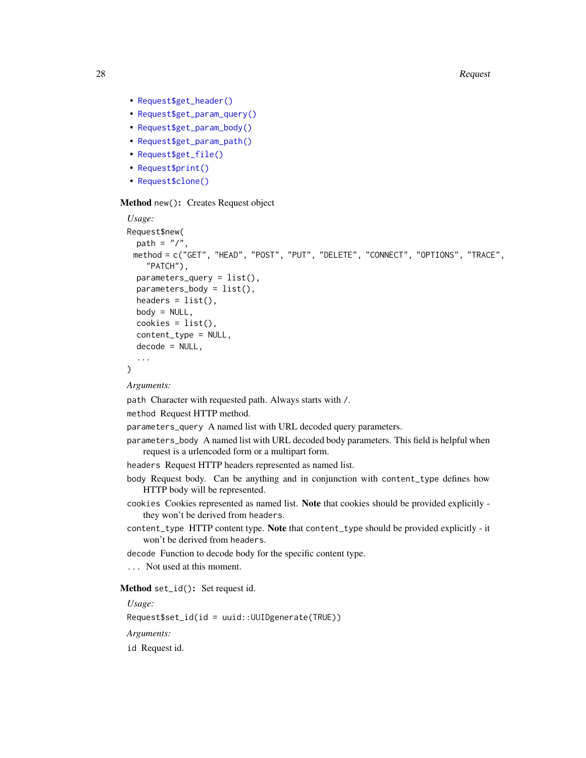- Request$get_header()
- Request$get_param_query()
- Request$get_param_body()
- Request$get_param_path()
- Request$get_file()
- Request$print()
- Request$clone()

**Method** `new()`**:** Creates Request object

*Usage:*

```
Request$new(
  path = "/",
  method = c("GET", "HEAD", "POST", "PUT", "DELETE", "CONNECT", "OPTIONS", "TRACE",
    "PATCH"),
  parameters_query = list(),
  parameters_body = list(),
  headers = list(),
  body = NULL,
  cookies = list(),
  content_type = NULL,
  decode = NULL,
  ...
)
```

*Arguments:*

`path` Character with requested path. Always starts with `/`.

`method` Request HTTP method.

`parameters_query` A named list with URL decoded query parameters.

`parameters_body` A named list with URL decoded body parameters. This field is helpful when request is a urlencoded form or a multipart form.

`headers` Request HTTP headers represented as named list.

`body` Request body. Can be anything and in conjunction with `content_type` defines how HTTP body will be represented.

`cookies` Cookies represented as named list. **Note** that cookies should be provided explicitly - they won't be derived from `headers`.

`content_type` HTTP content type. **Note** that `content_type` should be provided explicitly - it won't be derived from `headers`.

`decode` Function to decode body for the specific content type.

`...` Not used at this moment.

**Method** `set_id()`**:** Set request id.

*Usage:*

```
Request$set_id(id = uuid::UUIDgenerate(TRUE))
```

*Arguments:*

`id` Request id.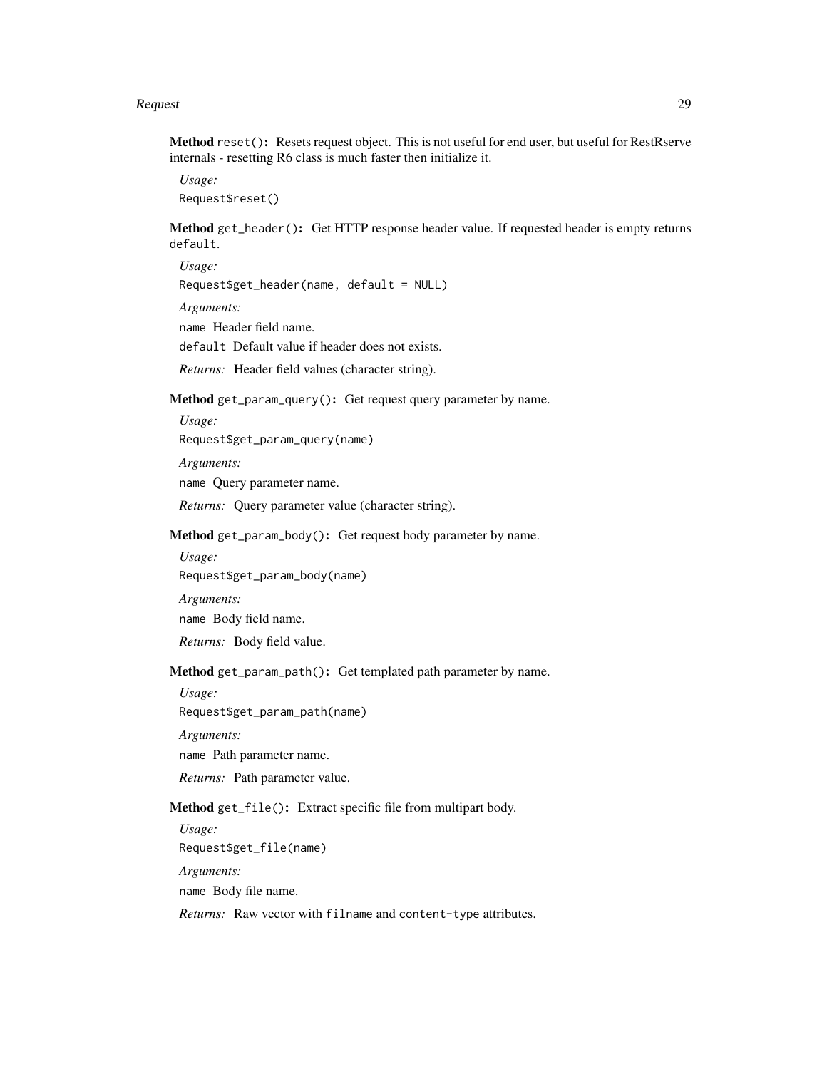**Method** `reset()`**:** Resets request object. This is not useful for end user, but useful for RestRserve internals - resetting R6 class is much faster then initialize it.

*Usage:*

```
Request$reset()
```

**Method** `get_header()`**:** Get HTTP response header value. If requested header is empty returns `default`.

*Usage:*

```
Request$get_header(name, default = NULL)
```

*Arguments:*

`name` Header field name.

`default` Default value if header does not exists.

*Returns:* Header field values (character string).

**Method** `get_param_query()`**:** Get request query parameter by name.

*Usage:*

```
Request$get_param_query(name)
```

*Arguments:*

`name` Query parameter name.

*Returns:* Query parameter value (character string).

**Method** `get_param_body()`**:** Get request body parameter by name.

*Usage:*

```
Request$get_param_body(name)
```

*Arguments:*

`name` Body field name.

*Returns:* Body field value.

**Method** `get_param_path()`**:** Get templated path parameter by name.

*Usage:*

```
Request$get_param_path(name)
```

*Arguments:*

`name` Path parameter name.

*Returns:* Path parameter value.

**Method** `get_file()`**:** Extract specific file from multipart body.

*Usage:*

```
Request$get_file(name)
```

*Arguments:*

`name` Body file name.

*Returns:* Raw vector with `filname` and `content-type` attributes.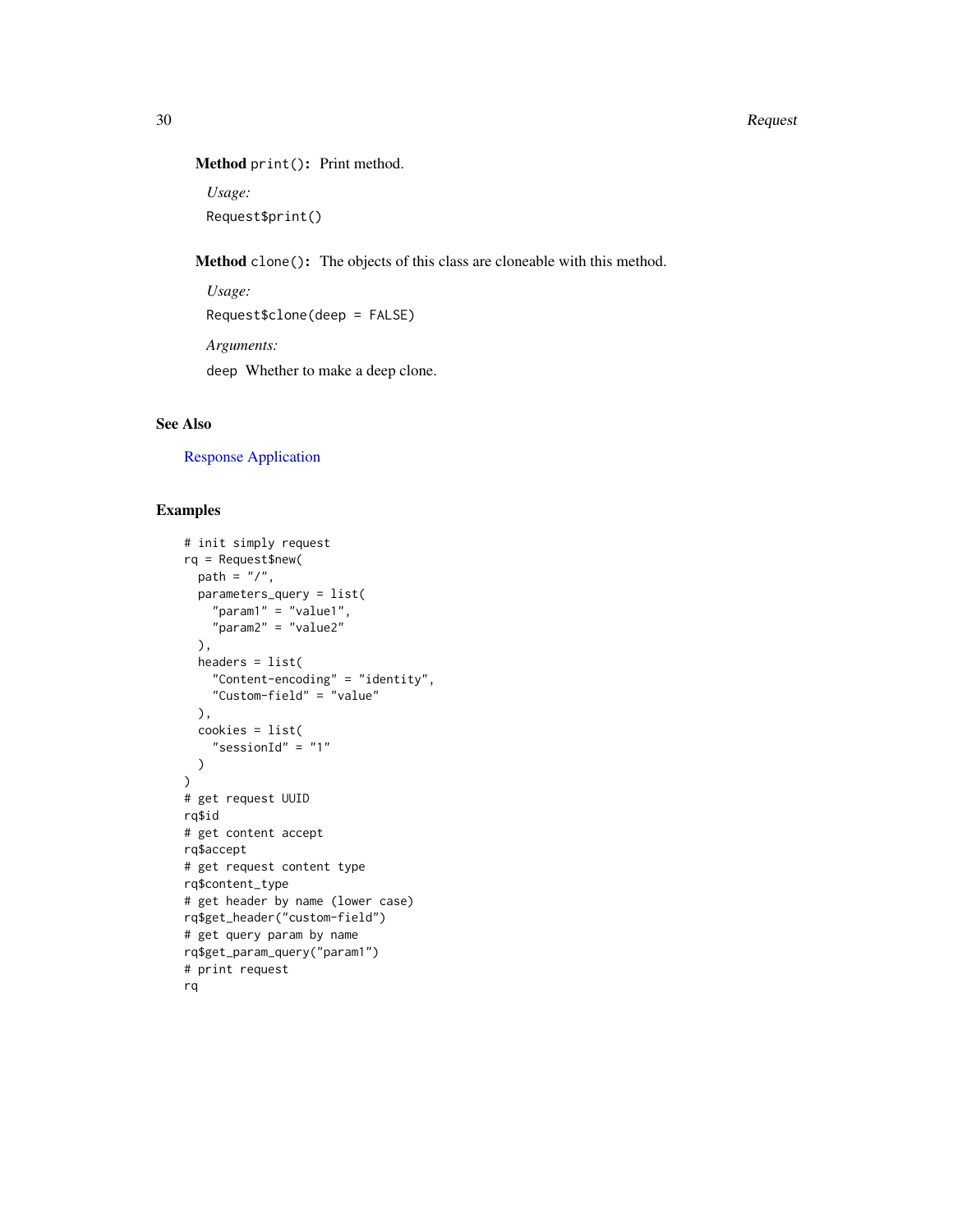**Method** `print()`: Print method.

*Usage:*

```
Request$print()
```

**Method** `clone()`: The objects of this class are cloneable with this method.

*Usage:*

```
Request$clone(deep = FALSE)
```

*Arguments:*

`deep` Whether to make a deep clone.

## See Also

Response Application

## Examples

```
# init simply request
rq = Request$new(
  path = "/",
  parameters_query = list(
    "param1" = "value1",
    "param2" = "value2"
  ),
  headers = list(
    "Content-encoding" = "identity",
    "Custom-field" = "value"
  ),
  cookies = list(
    "sessionId" = "1"
  )
)
# get request UUID
rq$id
# get content accept
rq$accept
# get request content type
rq$content_type
# get header by name (lower case)
rq$get_header("custom-field")
# get query param by name
rq$get_param_query("param1")
# print request
rq
```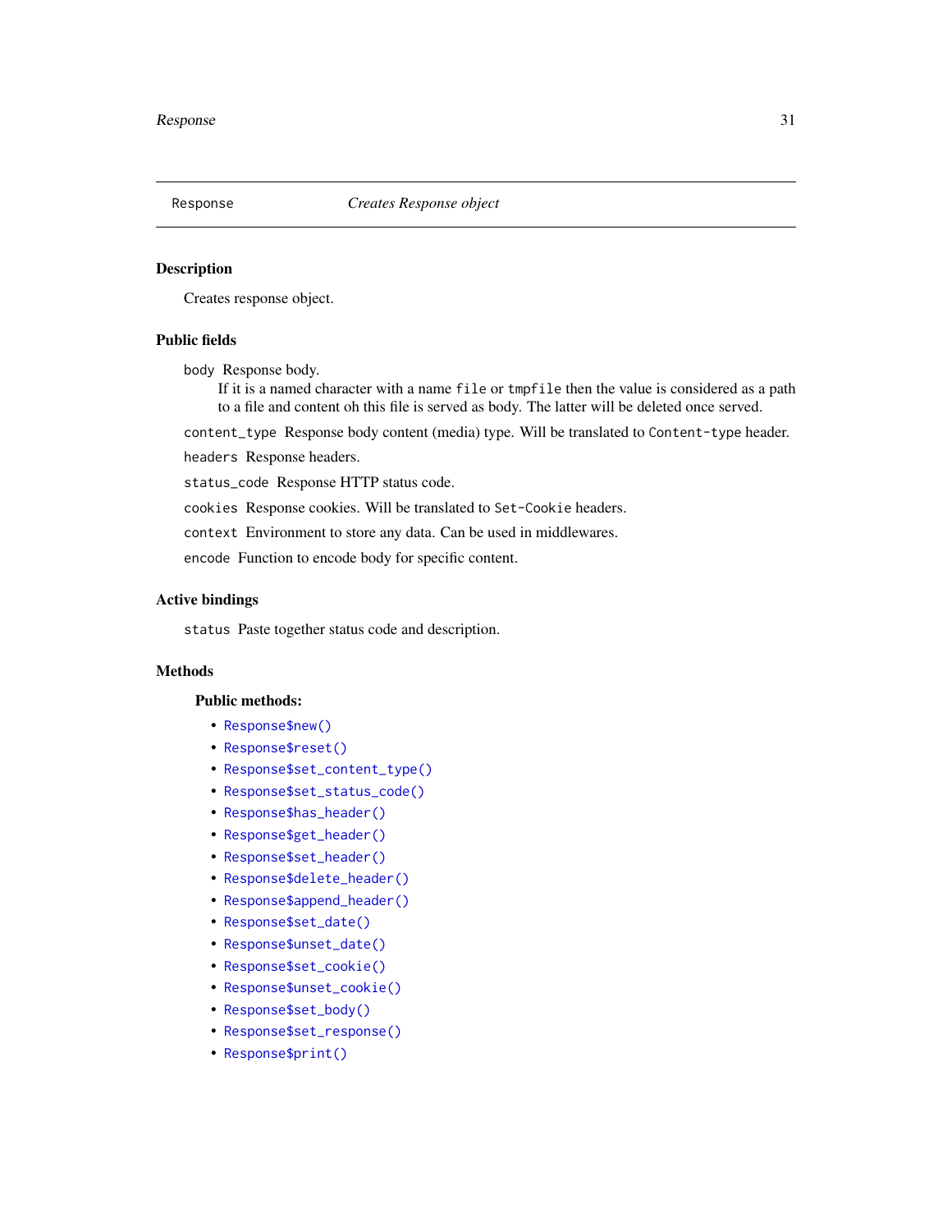Response *Creates Response object*

## Description

Creates response object.

## Public fields

`body` Response body.
If it is a named character with a name `file` or `tmpfile` then the value is considered as a path to a file and content oh this file is served as body. The latter will be deleted once served.

`content_type` Response body content (media) type. Will be translated to `Content-type` header.

`headers` Response headers.

`status_code` Response HTTP status code.

`cookies` Response cookies. Will be translated to `Set-Cookie` headers.

`context` Environment to store any data. Can be used in middlewares.

`encode` Function to encode body for specific content.

## Active bindings

`status` Paste together status code and description.

## Methods

### Public methods:

- `Response$new()`
- `Response$reset()`
- `Response$set_content_type()`
- `Response$set_status_code()`
- `Response$has_header()`
- `Response$get_header()`
- `Response$set_header()`
- `Response$delete_header()`
- `Response$append_header()`
- `Response$set_date()`
- `Response$unset_date()`
- `Response$set_cookie()`
- `Response$unset_cookie()`
- `Response$set_body()`
- `Response$set_response()`
- `Response$print()`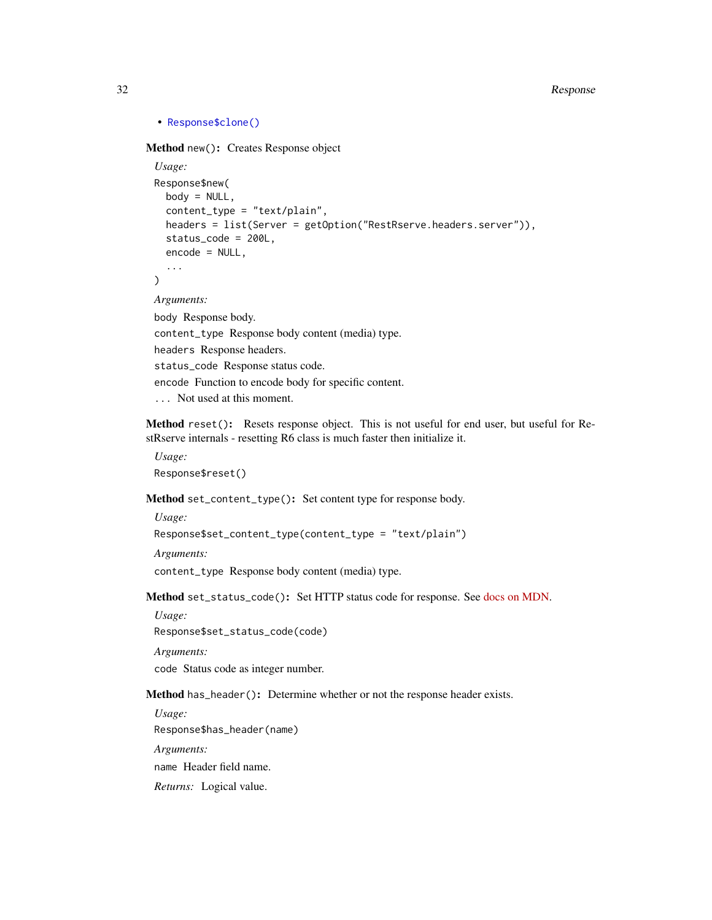- `Response$clone()`

**Method** `new()`**:** Creates Response object

*Usage:*

```
Response$new(
  body = NULL,
  content_type = "text/plain",
  headers = list(Server = getOption("RestRserve.headers.server")),
  status_code = 200L,
  encode = NULL,
  ...
)
```

*Arguments:*

`body` Response body.

`content_type` Response body content (media) type.

`headers` Response headers.

`status_code` Response status code.

`encode` Function to encode body for specific content.

`...` Not used at this moment.

**Method** `reset()`**:** Resets response object. This is not useful for end user, but useful for RestRserve internals - resetting R6 class is much faster then initialize it.

*Usage:*

```
Response$reset()
```

**Method** `set_content_type()`**:** Set content type for response body.

*Usage:*

```
Response$set_content_type(content_type = "text/plain")
```

*Arguments:*

`content_type` Response body content (media) type.

**Method** `set_status_code()`**:** Set HTTP status code for response. See docs on MDN.

*Usage:*

```
Response$set_status_code(code)
```

*Arguments:*

`code` Status code as integer number.

**Method** `has_header()`**:** Determine whether or not the response header exists.

*Usage:*

```
Response$has_header(name)
```

*Arguments:*

`name` Header field name.

*Returns:* Logical value.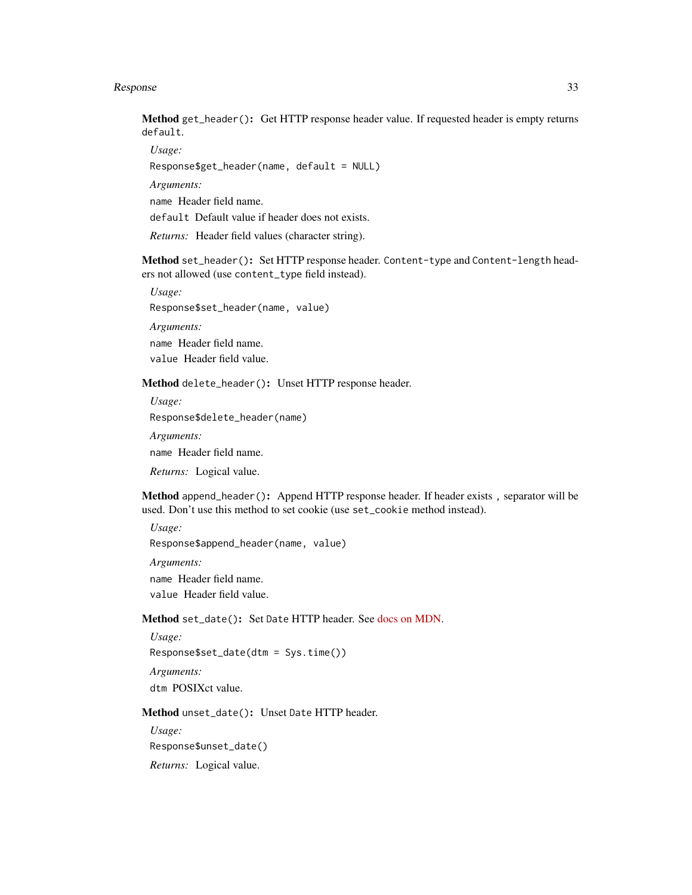**Method** `get_header()`**:** Get HTTP response header value. If requested header is empty returns `default`.

*Usage:*

```
Response$get_header(name, default = NULL)
```

*Arguments:*

`name` Header field name.

`default` Default value if header does not exists.

*Returns:* Header field values (character string).

**Method** `set_header()`**:** Set HTTP response header. `Content-type` and `Content-length` headers not allowed (use `content_type` field instead).

*Usage:*

```
Response$set_header(name, value)
```

*Arguments:*

`name` Header field name.

`value` Header field value.

**Method** `delete_header()`**:** Unset HTTP response header.

*Usage:*

```
Response$delete_header(name)
```

*Arguments:*

`name` Header field name.

*Returns:* Logical value.

**Method** `append_header()`**:** Append HTTP response header. If header exists `,` separator will be used. Don't use this method to set cookie (use `set_cookie` method instead).

*Usage:*

```
Response$append_header(name, value)
```

*Arguments:*

`name` Header field name.

`value` Header field value.

**Method** `set_date()`**:** Set `Date` HTTP header. See docs on MDN.

*Usage:*

```
Response$set_date(dtm = Sys.time())
```

*Arguments:*

`dtm` POSIXct value.

**Method** `unset_date()`**:** Unset `Date` HTTP header.

*Usage:*

```
Response$unset_date()
```

*Returns:* Logical value.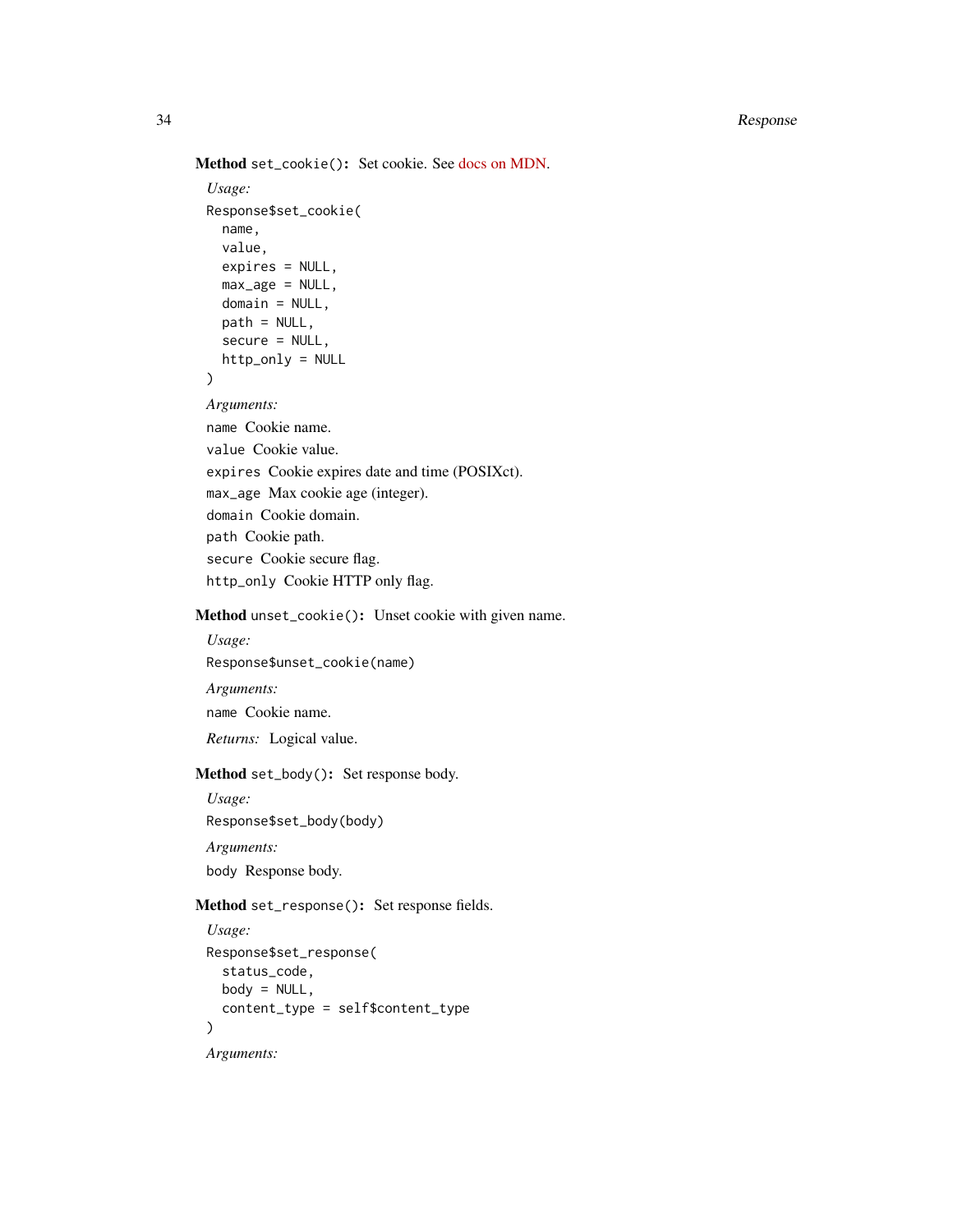**Method** `set_cookie()`: Set cookie. See docs on MDN.

*Usage:*

```
Response$set_cookie(
  name,
  value,
  expires = NULL,
  max_age = NULL,
  domain = NULL,
  path = NULL,
  secure = NULL,
  http_only = NULL
)
```

*Arguments:*

`name` Cookie name.

`value` Cookie value.

`expires` Cookie expires date and time (POSIXct).

`max_age` Max cookie age (integer).

`domain` Cookie domain.

`path` Cookie path.

`secure` Cookie secure flag.

`http_only` Cookie HTTP only flag.

**Method** `unset_cookie()`: Unset cookie with given name.

*Usage:*

```
Response$unset_cookie(name)
```

*Arguments:*

`name` Cookie name.

*Returns:* Logical value.

**Method** `set_body()`: Set response body.

*Usage:*

```
Response$set_body(body)
```

*Arguments:*

`body` Response body.

**Method** `set_response()`: Set response fields.

*Usage:*

```
Response$set_response(
  status_code,
  body = NULL,
  content_type = self$content_type
)
```

*Arguments:*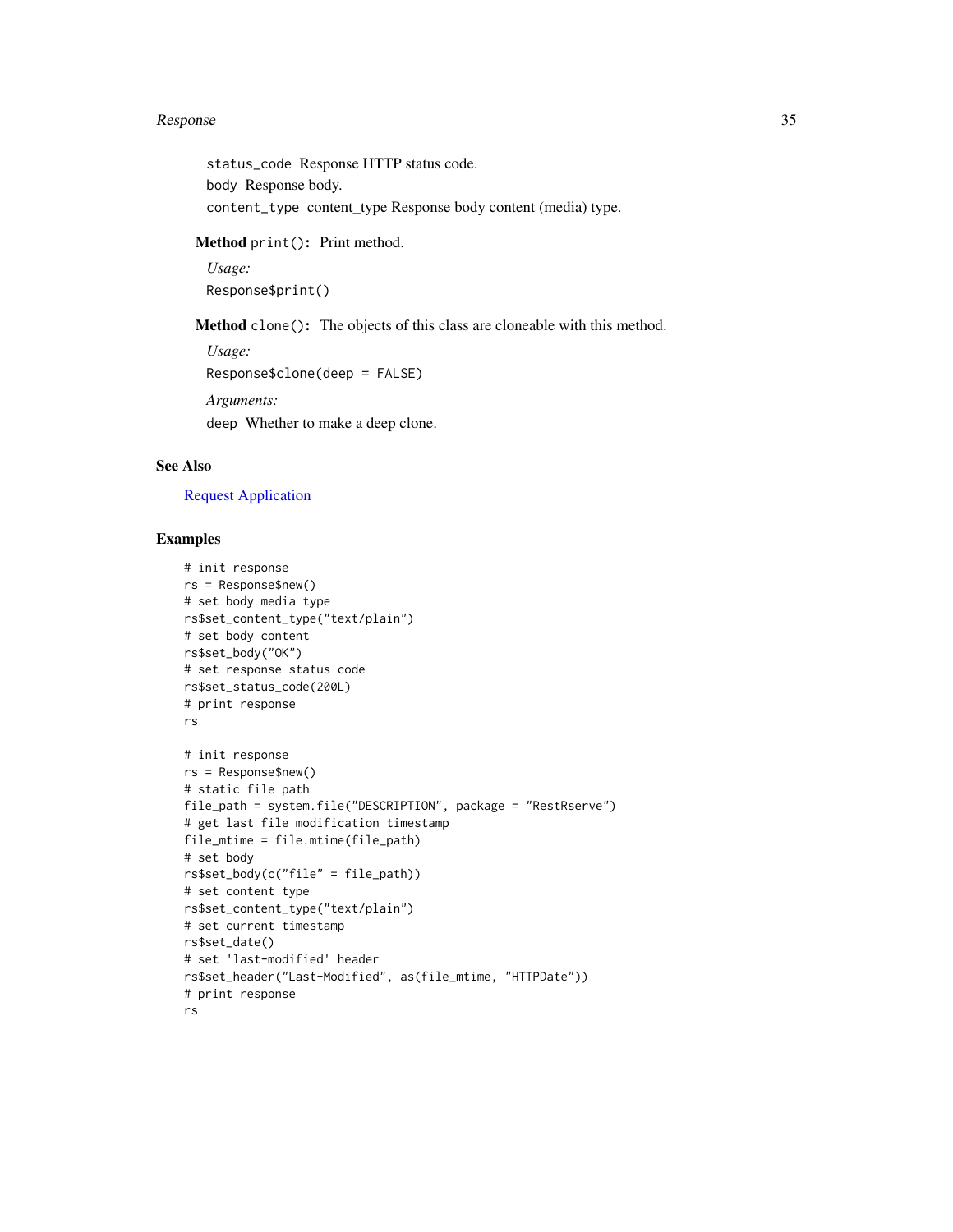`status_code` Response HTTP status code.

`body` Response body.

`content_type` content_type Response body content (media) type.

**Method** `print()`**:** Print method.

*Usage:*

`Response$print()`

**Method** `clone()`**:** The objects of this class are cloneable with this method.

*Usage:*

`Response$clone(deep = FALSE)`

*Arguments:*

`deep` Whether to make a deep clone.

## See Also

Request Application

## Examples

```
# init response
rs = Response$new()
# set body media type
rs$set_content_type("text/plain")
# set body content
rs$set_body("OK")
# set response status code
rs$set_status_code(200L)
# print response
rs

# init response
rs = Response$new()
# static file path
file_path = system.file("DESCRIPTION", package = "RestRserve")
# get last file modification timestamp
file_mtime = file.mtime(file_path)
# set body
rs$set_body(c("file" = file_path))
# set content type
rs$set_content_type("text/plain")
# set current timestamp
rs$set_date()
# set 'last-modified' header
rs$set_header("Last-Modified", as(file_mtime, "HTTPDate"))
# print response
rs
```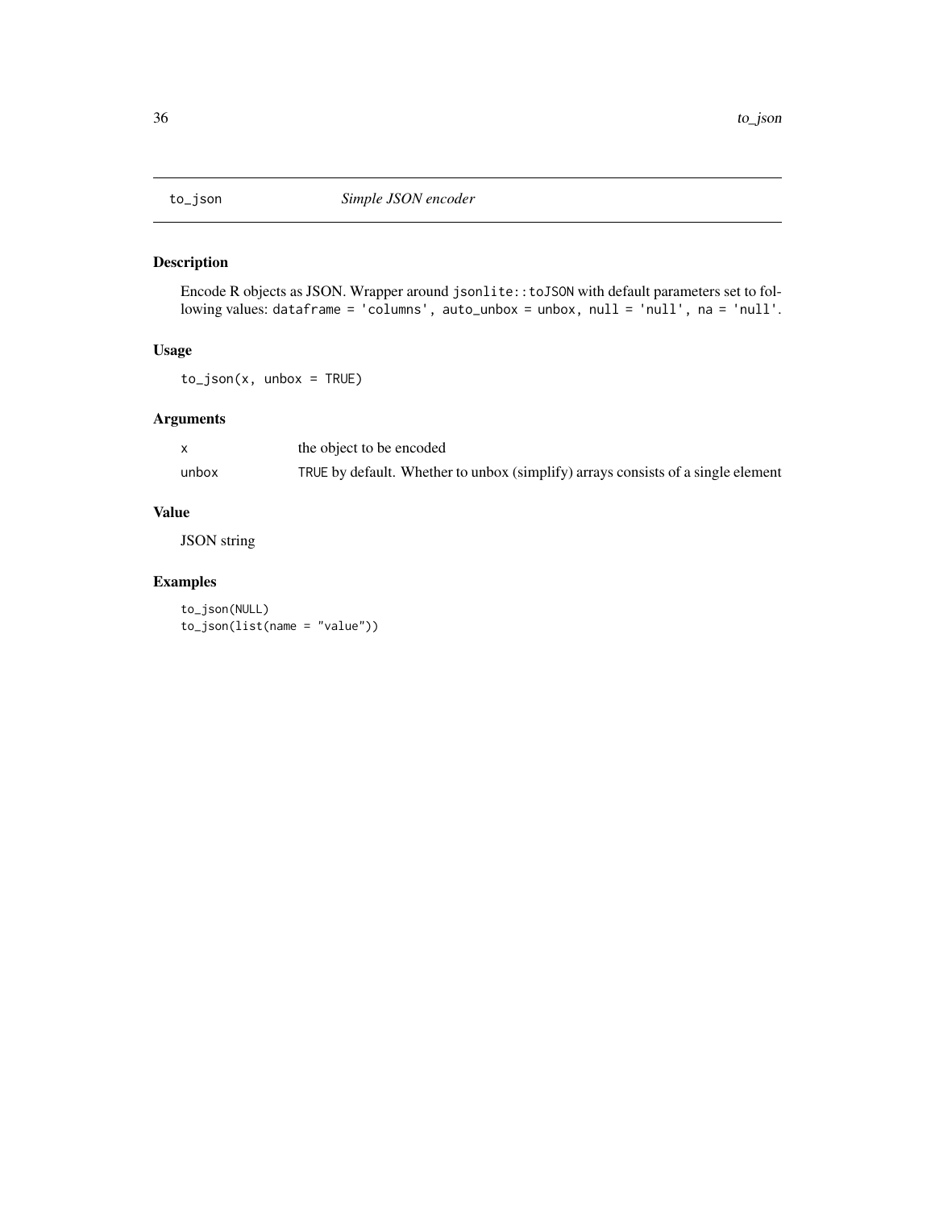# to_json *Simple JSON encoder*

## Description

Encode R objects as JSON. Wrapper around `jsonlite::toJSON` with default parameters set to following values: `dataframe = 'columns', auto_unbox = unbox, null = 'null', na = 'null'`.

## Usage

```
to_json(x, unbox = TRUE)
```

## Arguments

| | |
|---|---|
| x | the object to be encoded |
| unbox | `TRUE` by default. Whether to unbox (simplify) arrays consists of a single element |

## Value

JSON string

## Examples

```
to_json(NULL)
to_json(list(name = "value"))
```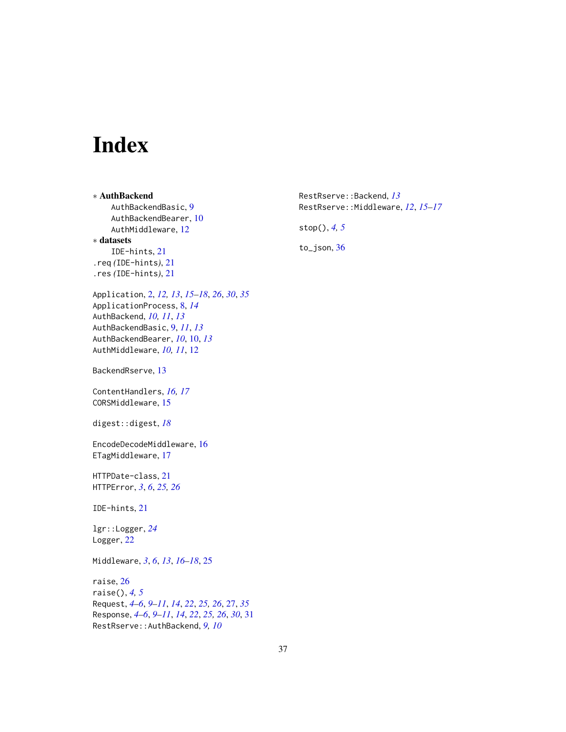# Index

∗ **AuthBackend**
  AuthBackendBasic, 9
  AuthBackendBearer, 10
  AuthMiddleware, 12

∗ **datasets**
  IDE-hints, 21

.req *(*IDE-hints*)*, 21
.res *(*IDE-hints*)*, 21

Application, 2, *12, 13*, *15–18*, *26*, *30*, *35*
ApplicationProcess, 8, *14*
AuthBackend, *10, 11*, *13*
AuthBackendBasic, 9, *11*, *13*
AuthBackendBearer, *10*, 10, *13*
AuthMiddleware, *10, 11*, 12

BackendRserve, 13

ContentHandlers, *16, 17*
CORSMiddleware, 15

digest::digest, *18*

EncodeDecodeMiddleware, 16
ETagMiddleware, 17

HTTPDate-class, 21
HTTPError, *3*, *6*, *25, 26*

IDE-hints, 21

lgr::Logger, *24*
Logger, 22

Middleware, *3*, *6*, *13*, *16–18*, 25

raise, 26
raise(), *4, 5*
Request, *4–6*, *9–11*, *14*, *22*, *25, 26*, 27, *35*
Response, *4–6*, *9–11*, *14*, *22*, *25, 26*, *30*, 31
RestRserve::AuthBackend, *9, 10*
RestRserve::Backend, *13*
RestRserve::Middleware, *12*, *15–17*

stop(), *4, 5*

to_json, 36